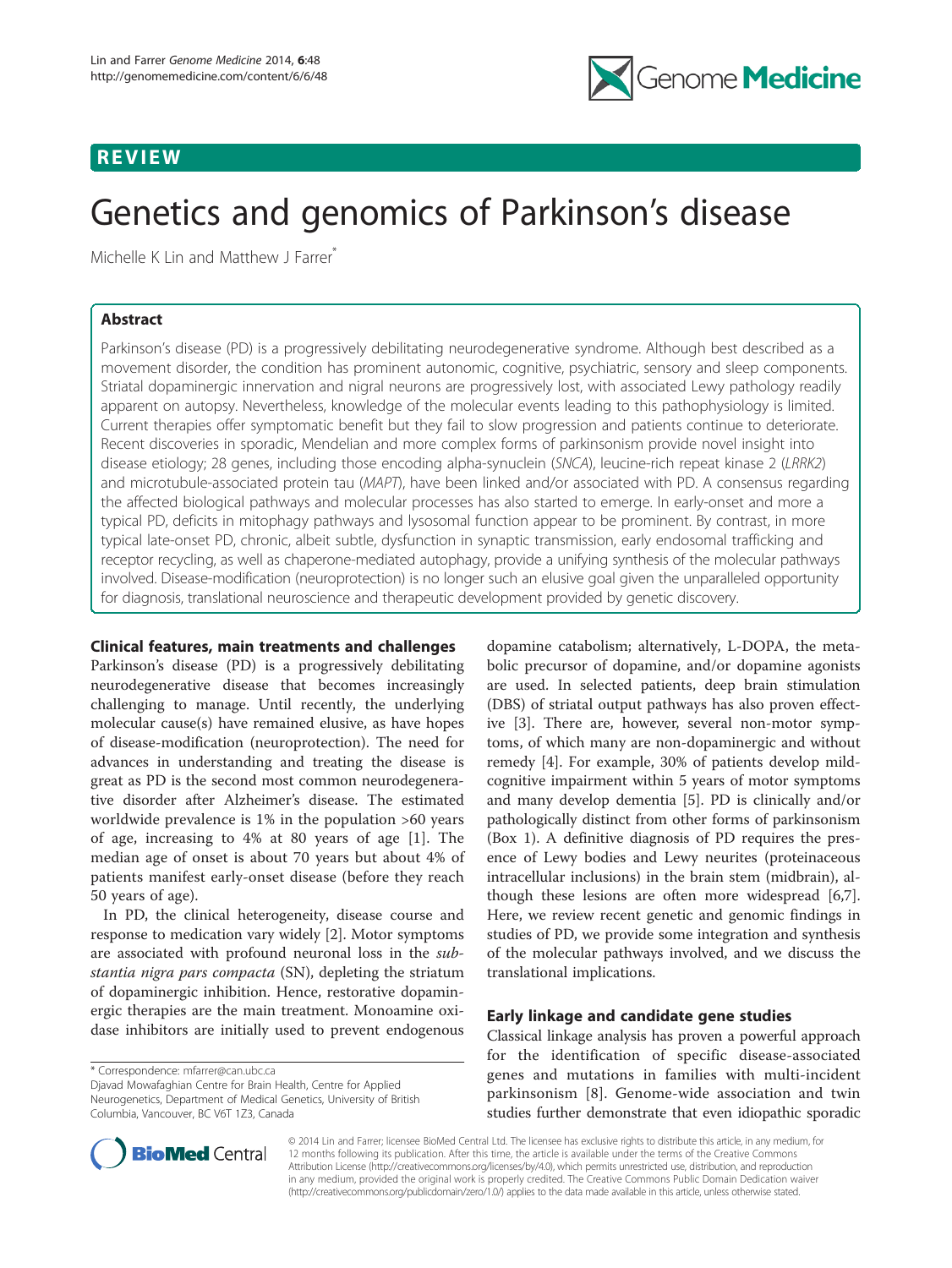REVIEW

# Genetics and genomics of Parkinson's disease

Michelle K Lin and Matthew J Farrer*

## Abstract

Parkinson's disease (PD) is a progressively debilitating neurodegenerative syndrome. Although best described as a movement disorder, the condition has prominent autonomic, cognitive, psychiatric, sensory and sleep components. Striatal dopaminergic innervation and nigral neurons are progressively lost, with associated Lewy pathology readily apparent on autopsy. Nevertheless, knowledge of the molecular events leading to this pathophysiology is limited. Current therapies offer symptomatic benefit but they fail to slow progression and patients continue to deteriorate. Recent discoveries in sporadic, Mendelian and more complex forms of parkinsonism provide novel insight into disease etiology; 28 genes, including those encoding alpha-synuclein (*SNCA*), leucine-rich repeat kinase 2 (*LRRK2*) and microtubule-associated protein tau (*MAPT*), have been linked and/or associated with PD. A consensus regarding the affected biological pathways and molecular processes has also started to emerge. In early-onset and more a typical PD, deficits in mitophagy pathways and lysosomal function appear to be prominent. By contrast, in more typical late-onset PD, chronic, albeit subtle, dysfunction in synaptic transmission, early endosomal trafficking and receptor recycling, as well as chaperone-mediated autophagy, provide a unifying synthesis of the molecular pathways involved. Disease-modification (neuroprotection) is no longer such an elusive goal given the unparalleled opportunity for diagnosis, translational neuroscience and therapeutic development provided by genetic discovery.

## Clinical features, main treatments and challenges

Parkinson's disease (PD) is a progressively debilitating neurodegenerative disease that becomes increasingly challenging to manage. Until recently, the underlying molecular cause(s) have remained elusive, as have hopes of disease-modification (neuroprotection). The need for advances in understanding and treating the disease is great as PD is the second most common neurodegenerative disorder after Alzheimer's disease. The estimated worldwide prevalence is 1% in the population >60 years of age, increasing to 4% at 80 years of age [1]. The median age of onset is about 70 years but about 4% of patients manifest early-onset disease (before they reach 50 years of age).

In PD, the clinical heterogeneity, disease course and response to medication vary widely [2]. Motor symptoms are associated with profound neuronal loss in the *substantia nigra pars compacta* (SN), depleting the striatum of dopaminergic inhibition. Hence, restorative dopaminergic therapies are the main treatment. Monoamine oxidase inhibitors are initially used to prevent endogenous dopamine catabolism; alternatively, L-DOPA, the metabolic precursor of dopamine, and/or dopamine agonists are used. In selected patients, deep brain stimulation (DBS) of striatal output pathways has also proven effective [3]. There are, however, several non-motor symptoms, of which many are non-dopaminergic and without remedy [4]. For example, 30% of patients develop mild-cognitive impairment within 5 years of motor symptoms and many develop dementia [5]. PD is clinically and/or pathologically distinct from other forms of parkinsonism (Box 1). A definitive diagnosis of PD requires the presence of Lewy bodies and Lewy neurites (proteinaceous intracellular inclusions) in the brain stem (midbrain), although these lesions are often more widespread [6,7]. Here, we review recent genetic and genomic findings in studies of PD, we provide some integration and synthesis of the molecular pathways involved, and we discuss the translational implications.

## Early linkage and candidate gene studies

Classical linkage analysis has proven a powerful approach for the identification of specific disease-associated genes and mutations in families with multi-incident parkinsonism [8]. Genome-wide association and twin studies further demonstrate that even idiopathic sporadic

* Correspondence: mfarrer@can.ubc.ca
Djavad Mowafaghian Centre for Brain Health, Centre for Applied Neurogenetics, Department of Medical Genetics, University of British Columbia, Vancouver, BC V6T 1Z3, Canada

© 2014 Lin and Farrer; licensee BioMed Central Ltd. The licensee has exclusive rights to distribute this article, in any medium, for 12 months following its publication. After this time, the article is available under the terms of the Creative Commons Attribution License (http://creativecommons.org/licenses/by/4.0), which permits unrestricted use, distribution, and reproduction in any medium, provided the original work is properly credited. The Creative Commons Public Domain Dedication waiver (http://creativecommons.org/publicdomain/zero/1.0/) applies to the data made available in this article, unless otherwise stated.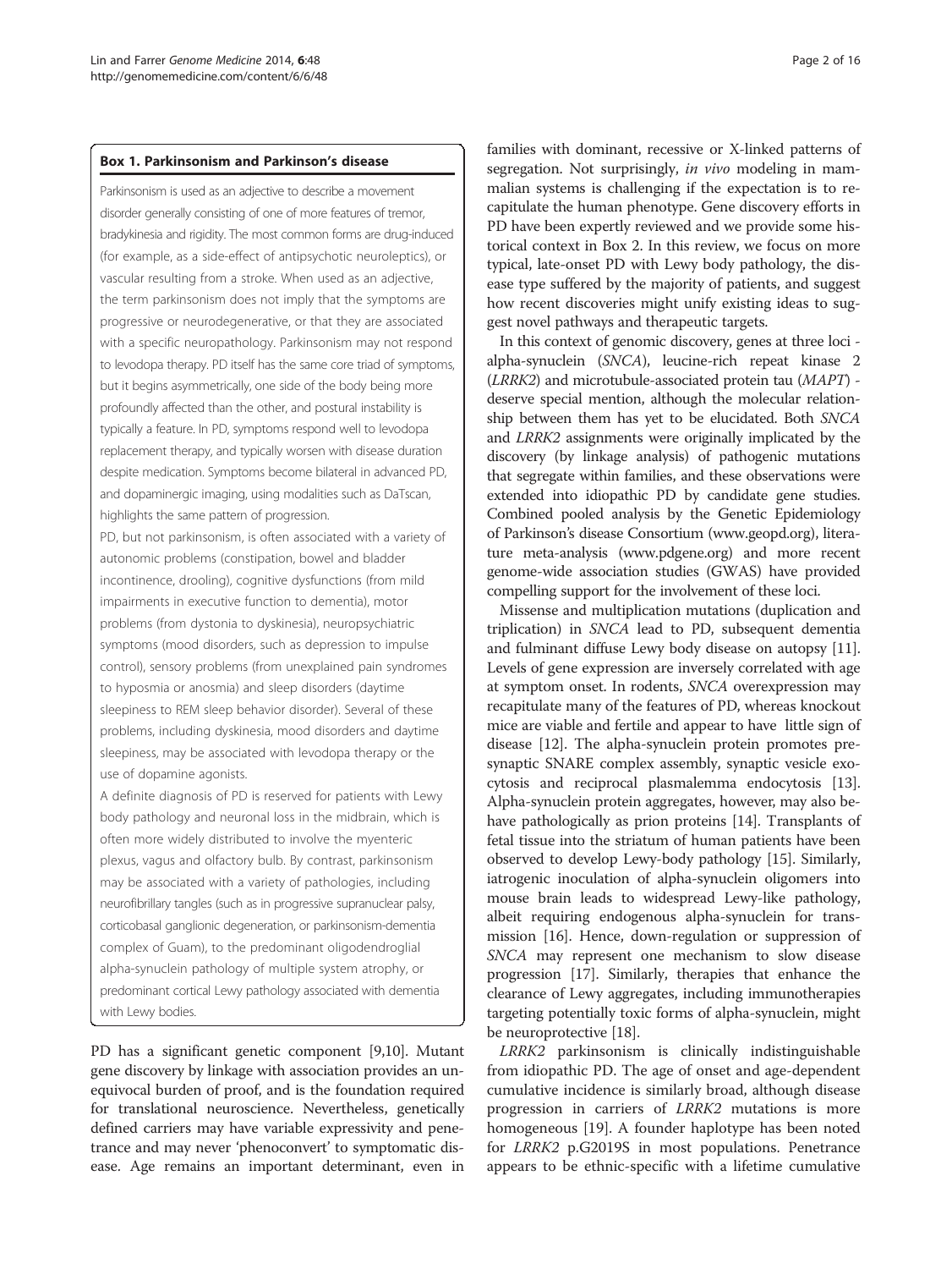### Box 1. Parkinsonism and Parkinson's disease

Parkinsonism is used as an adjective to describe a movement disorder generally consisting of one of more features of tremor, bradykinesia and rigidity. The most common forms are drug-induced (for example, as a side-effect of antipsychotic neuroleptics), or vascular resulting from a stroke. When used as an adjective, the term parkinsonism does not imply that the symptoms are progressive or neurodegenerative, or that they are associated with a specific neuropathology. Parkinsonism may not respond to levodopa therapy. PD itself has the same core triad of symptoms, but it begins asymmetrically, one side of the body being more profoundly affected than the other, and postural instability is typically a feature. In PD, symptoms respond well to levodopa replacement therapy, and typically worsen with disease duration despite medication. Symptoms become bilateral in advanced PD, and dopaminergic imaging, using modalities such as DaTscan, highlights the same pattern of progression.

PD, but not parkinsonism, is often associated with a variety of autonomic problems (constipation, bowel and bladder incontinence, drooling), cognitive dysfunctions (from mild impairments in executive function to dementia), motor problems (from dystonia to dyskinesia), neuropsychiatric symptoms (mood disorders, such as depression to impulse control), sensory problems (from unexplained pain syndromes to hyposmia or anosmia) and sleep disorders (daytime sleepiness to REM sleep behavior disorder). Several of these problems, including dyskinesia, mood disorders and daytime sleepiness, may be associated with levodopa therapy or the use of dopamine agonists.

A definite diagnosis of PD is reserved for patients with Lewy body pathology and neuronal loss in the midbrain, which is often more widely distributed to involve the myenteric plexus, vagus and olfactory bulb. By contrast, parkinsonism may be associated with a variety of pathologies, including neurofibrillary tangles (such as in progressive supranuclear palsy, corticobasal ganglionic degeneration, or parkinsonism-dementia complex of Guam), to the predominant oligodendroglial alpha-synuclein pathology of multiple system atrophy, or predominant cortical Lewy pathology associated with dementia with Lewy bodies.

PD has a significant genetic component [9,10]. Mutant gene discovery by linkage with association provides an unequivocal burden of proof, and is the foundation required for translational neuroscience. Nevertheless, genetically defined carriers may have variable expressivity and penetrance and may never 'phenoconvert' to symptomatic disease. Age remains an important determinant, even in families with dominant, recessive or X-linked patterns of segregation. Not surprisingly, *in vivo* modeling in mammalian systems is challenging if the expectation is to recapitulate the human phenotype. Gene discovery efforts in PD have been expertly reviewed and we provide some historical context in Box 2. In this review, we focus on more typical, late-onset PD with Lewy body pathology, the disease type suffered by the majority of patients, and suggest how recent discoveries might unify existing ideas to suggest novel pathways and therapeutic targets.

In this context of genomic discovery, genes at three loci - alpha-synuclein (*SNCA*), leucine-rich repeat kinase 2 (*LRRK2*) and microtubule-associated protein tau (*MAPT*) - deserve special mention, although the molecular relationship between them has yet to be elucidated. Both *SNCA* and *LRRK2* assignments were originally implicated by the discovery (by linkage analysis) of pathogenic mutations that segregate within families, and these observations were extended into idiopathic PD by candidate gene studies. Combined pooled analysis by the Genetic Epidemiology of Parkinson's disease Consortium (www.geopd.org), literature meta-analysis (www.pdgene.org) and more recent genome-wide association studies (GWAS) have provided compelling support for the involvement of these loci.

Missense and multiplication mutations (duplication and triplication) in *SNCA* lead to PD, subsequent dementia and fulminant diffuse Lewy body disease on autopsy [11]. Levels of gene expression are inversely correlated with age at symptom onset. In rodents, *SNCA* overexpression may recapitulate many of the features of PD, whereas knockout mice are viable and fertile and appear to have little sign of disease [12]. The alpha-synuclein protein promotes presynaptic SNARE complex assembly, synaptic vesicle exocytosis and reciprocal plasmalemma endocytosis [13]. Alpha-synuclein protein aggregates, however, may also behave pathologically as prion proteins [14]. Transplants of fetal tissue into the striatum of human patients have been observed to develop Lewy-body pathology [15]. Similarly, iatrogenic inoculation of alpha-synuclein oligomers into mouse brain leads to widespread Lewy-like pathology, albeit requiring endogenous alpha-synuclein for transmission [16]. Hence, down-regulation or suppression of *SNCA* may represent one mechanism to slow disease progression [17]. Similarly, therapies that enhance the clearance of Lewy aggregates, including immunotherapies targeting potentially toxic forms of alpha-synuclein, might be neuroprotective [18].

*LRRK2* parkinsonism is clinically indistinguishable from idiopathic PD. The age of onset and age-dependent cumulative incidence is similarly broad, although disease progression in carriers of *LRRK2* mutations is more homogeneous [19]. A founder haplotype has been noted for *LRRK2* p.G2019S in most populations. Penetrance appears to be ethnic-specific with a lifetime cumulative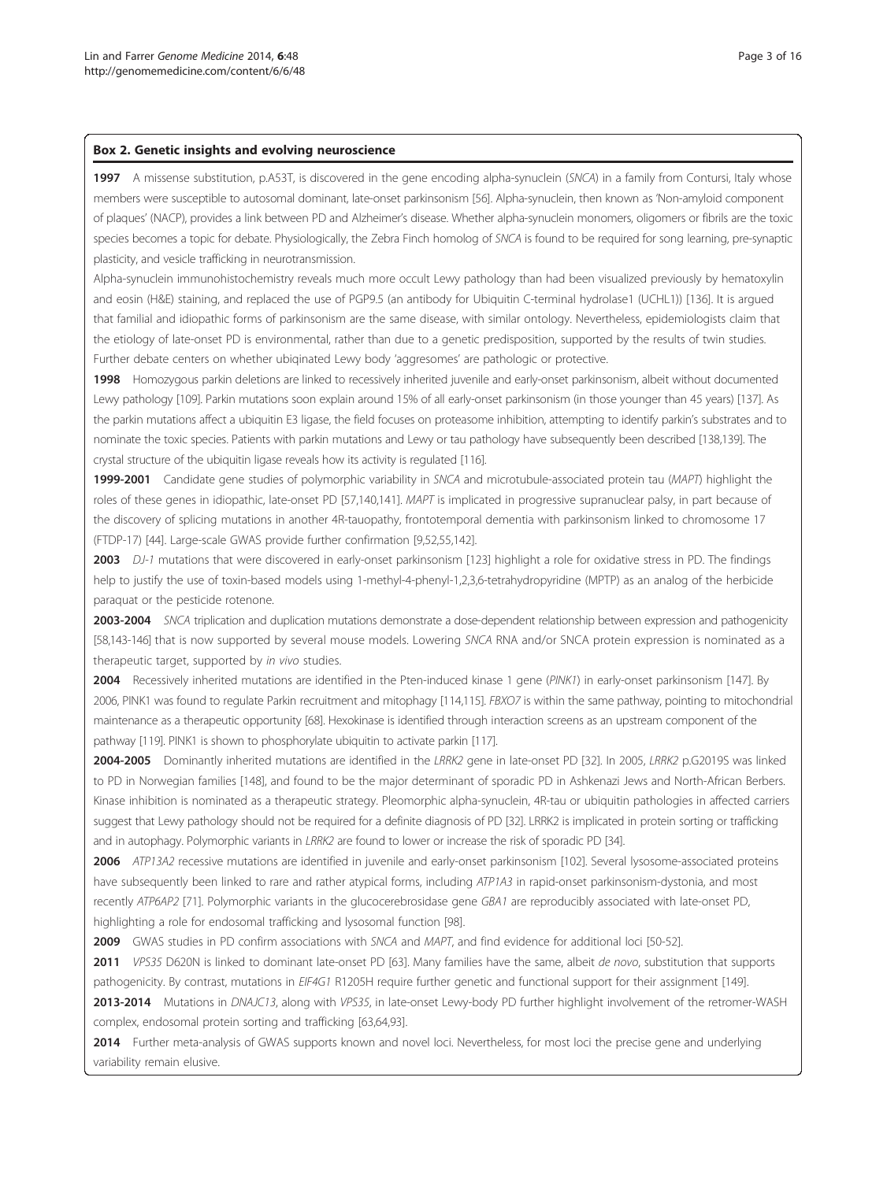### Box 2. Genetic insights and evolving neuroscience

**1997** A missense substitution, p.A53T, is discovered in the gene encoding alpha-synuclein (*SNCA*) in a family from Contursi, Italy whose members were susceptible to autosomal dominant, late-onset parkinsonism [56]. Alpha-synuclein, then known as 'Non-amyloid component of plaques' (NACP), provides a link between PD and Alzheimer's disease. Whether alpha-synuclein monomers, oligomers or fibrils are the toxic species becomes a topic for debate. Physiologically, the Zebra Finch homolog of *SNCA* is found to be required for song learning, pre-synaptic plasticity, and vesicle trafficking in neurotransmission.

Alpha-synuclein immunohistochemistry reveals much more occult Lewy pathology than had been visualized previously by hematoxylin and eosin (H&E) staining, and replaced the use of PGP9.5 (an antibody for Ubiquitin C-terminal hydrolase1 (UCHL1)) [136]. It is argued that familial and idiopathic forms of parkinsonism are the same disease, with similar ontology. Nevertheless, epidemiologists claim that the etiology of late-onset PD is environmental, rather than due to a genetic predisposition, supported by the results of twin studies. Further debate centers on whether ubiqinated Lewy body 'aggresomes' are pathologic or protective.

**1998** Homozygous parkin deletions are linked to recessively inherited juvenile and early-onset parkinsonism, albeit without documented Lewy pathology [109]. Parkin mutations soon explain around 15% of all early-onset parkinsonism (in those younger than 45 years) [137]. As the parkin mutations affect a ubiquitin E3 ligase, the field focuses on proteasome inhibition, attempting to identify parkin's substrates and to nominate the toxic species. Patients with parkin mutations and Lewy or tau pathology have subsequently been described [138,139]. The crystal structure of the ubiquitin ligase reveals how its activity is regulated [116].

**1999-2001** Candidate gene studies of polymorphic variability in *SNCA* and microtubule-associated protein tau (*MAPT*) highlight the roles of these genes in idiopathic, late-onset PD [57,140,141]. *MAPT* is implicated in progressive supranuclear palsy, in part because of the discovery of splicing mutations in another 4R-tauopathy, frontotemporal dementia with parkinsonism linked to chromosome 17 (FTDP-17) [44]. Large-scale GWAS provide further confirmation [9,52,55,142].

**2003** *DJ-1* mutations that were discovered in early-onset parkinsonism [123] highlight a role for oxidative stress in PD. The findings help to justify the use of toxin-based models using 1-methyl-4-phenyl-1,2,3,6-tetrahydropyridine (MPTP) as an analog of the herbicide paraquat or the pesticide rotenone.

**2003-2004** *SNCA* triplication and duplication mutations demonstrate a dose-dependent relationship between expression and pathogenicity [58,143-146] that is now supported by several mouse models. Lowering *SNCA* RNA and/or SNCA protein expression is nominated as a therapeutic target, supported by *in vivo* studies.

**2004** Recessively inherited mutations are identified in the Pten-induced kinase 1 gene (*PINK1*) in early-onset parkinsonism [147]. By 2006, PINK1 was found to regulate Parkin recruitment and mitophagy [114,115]. *FBXO7* is within the same pathway, pointing to mitochondrial maintenance as a therapeutic opportunity [68]. Hexokinase is identified through interaction screens as an upstream component of the pathway [119]. PINK1 is shown to phosphorylate ubiquitin to activate parkin [117].

**2004-2005** Dominantly inherited mutations are identified in the *LRRK2* gene in late-onset PD [32]. In 2005, *LRRK2* p.G2019S was linked to PD in Norwegian families [148], and found to be the major determinant of sporadic PD in Ashkenazi Jews and North-African Berbers. Kinase inhibition is nominated as a therapeutic strategy. Pleomorphic alpha-synuclein, 4R-tau or ubiquitin pathologies in affected carriers suggest that Lewy pathology should not be required for a definite diagnosis of PD [32]. LRRK2 is implicated in protein sorting or trafficking and in autophagy. Polymorphic variants in *LRRK2* are found to lower or increase the risk of sporadic PD [34].

**2006** *ATP13A2* recessive mutations are identified in juvenile and early-onset parkinsonism [102]. Several lysosome-associated proteins have subsequently been linked to rare and rather atypical forms, including *ATP1A3* in rapid-onset parkinsonism-dystonia, and most recently *ATP6AP2* [71]. Polymorphic variants in the glucocerebrosidase gene *GBA1* are reproducibly associated with late-onset PD, highlighting a role for endosomal trafficking and lysosomal function [98].

**2009** GWAS studies in PD confirm associations with *SNCA* and *MAPT*, and find evidence for additional loci [50-52].

**2011** *VPS35* D620N is linked to dominant late-onset PD [63]. Many families have the same, albeit *de novo*, substitution that supports pathogenicity. By contrast, mutations in *EIF4G1* R1205H require further genetic and functional support for their assignment [149].

**2013-2014** Mutations in *DNAJC13*, along with *VPS35*, in late-onset Lewy-body PD further highlight involvement of the retromer-WASH complex, endosomal protein sorting and trafficking [63,64,93].

**2014** Further meta-analysis of GWAS supports known and novel loci. Nevertheless, for most loci the precise gene and underlying variability remain elusive.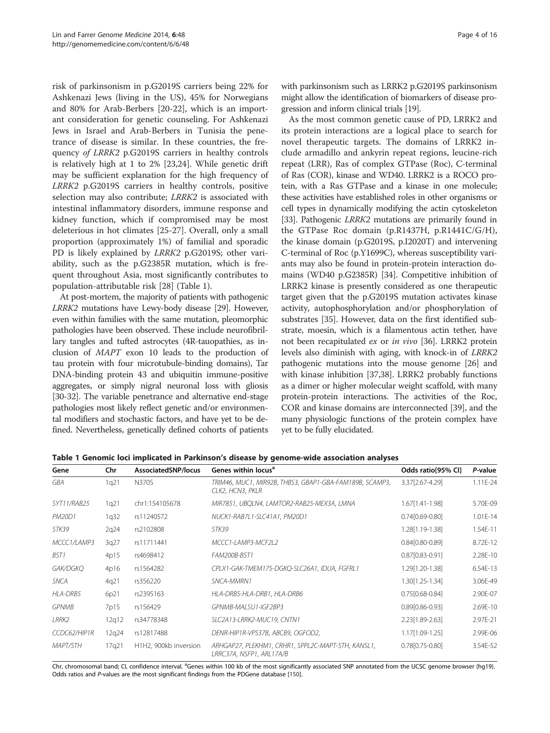risk of parkinsonism in p.G2019S carriers being 22% for Ashkenazi Jews (living in the US), 45% for Norwegians and 80% for Arab-Berbers [20-22], which is an important consideration for genetic counseling. For Ashkenazi Jews in Israel and Arab-Berbers in Tunisia the penetrance of disease is similar. In these countries, the frequency *of LRRK2* p.G2019S carriers in healthy controls is relatively high at 1 to 2% [23,24]. While genetic drift may be sufficient explanation for the high frequency of *LRRK2* p.G2019S carriers in healthy controls, positive selection may also contribute; *LRRK2* is associated with intestinal inflammatory disorders, immune response and kidney function, which if compromised may be most deleterious in hot climates [25-27]. Overall, only a small proportion (approximately 1%) of familial and sporadic PD is likely explained by *LRRK2* p.G2019S; other variability, such as the p.G2385R mutation, which is frequent throughout Asia, most significantly contributes to population-attributable risk [28] (Table 1).

At post-mortem, the majority of patients with pathogenic *LRRK2* mutations have Lewy-body disease [29]. However, even within families with the same mutation, pleomorphic pathologies have been observed. These include neurofibrillary tangles and tufted astrocytes (4R-tauopathies, as inclusion of *MAPT* exon 10 leads to the production of tau protein with four microtubule-binding domains), Tar DNA-binding protein 43 and ubiquitin immune-positive aggregates, or simply nigral neuronal loss with gliosis [30-32]. The variable penetrance and alternative end-stage pathologies most likely reflect genetic and/or environmental modifiers and stochastic factors, and have yet to be defined. Nevertheless, genetically defined cohorts of patients with parkinsonism such as LRRK2 p.G2019S parkinsonism might allow the identification of biomarkers of disease progression and inform clinical trials [19].

As the most common genetic cause of PD, LRRK2 and its protein interactions are a logical place to search for novel therapeutic targets. The domains of LRRK2 include armadillo and ankyrin repeat regions, leucine-rich repeat (LRR), Ras of complex GTPase (Roc), C-terminal of Ras (COR), kinase and WD40. LRRK2 is a ROCO protein, with a Ras GTPase and a kinase in one molecule; these activities have established roles in other organisms or cell types in dynamically modifying the actin cytoskeleton [33]. Pathogenic *LRRK2* mutations are primarily found in the GTPase Roc domain (p.R1437H, p.R1441C/G/H), the kinase domain (p.G2019S, p.I2020T) and intervening C-terminal of Roc (p.Y1699C), whereas susceptibility variants may also be found in protein-protein interaction domains (WD40 p.G2385R) [34]. Competitive inhibition of LRRK2 kinase is presently considered as one therapeutic target given that the p.G2019S mutation activates kinase activity, autophosphorylation and/or phosphorylation of substrates [35]. However, data on the first identified substrate, moesin, which is a filamentous actin tether, have not been recapitulated *ex* or *in vivo* [36]. LRRK2 protein levels also diminish with aging, with knock-in of *LRRK2* pathogenic mutations into the mouse genome [26] and with kinase inhibition [37,38]. LRRK2 probably functions as a dimer or higher molecular weight scaffold, with many protein-protein interactions. The activities of the Roc, COR and kinase domains are interconnected [39], and the many physiologic functions of the protein complex have yet to be fully elucidated.

**Table 1 Genomic loci implicated in Parkinson's disease by genome-wide association analyses**

| Gene | Chr | AssociatedSNP/locus | Genes within locus[a] | Odds ratio[95% CI] | *P*-value |
|---|---|---|---|---|---|
| *GBA* | 1q21 | N370S | *TRIM46, MUC1, MIR92B, THBS3, GBAP1-GBA-FAM189B, SCAMP3, CLK2, HCN3, PKLR* | 3.37[2.67-4.29] | 1.11E-24 |
| *SYT11/RAB25* | 1q21 | chr1:154105678 | *MIR7851, UBQLN4, LAMTOR2-RAB25-MEX3A, LMNA* | 1.67[1.41-1.98] | 5.70E-09 |
| *PM20D1* | 1q32 | rs11240572 | *NUCK1-RAB7L1-SLC41A1, PM20D1* | 0.74[0.69-0.80] | 1.01E-14 |
| *STK39* | 2q24 | rs2102808 | *STK39* | 1.28[1.19-1.38] | 1.54E-11 |
| *MCCC1/LAMP3* | 3q27 | rs11711441 | *MCCC1-LAMP3-MCF2L2* | 0.84[0.80-0.89] | 8.72E-12 |
| *BST1* | 4p15 | rs4698412 | *FAM200B-BST1* | 0.87[0.83-0.91] | 2.28E-10 |
| *GAK/DGKQ* | 4p16 | rs1564282 | *CPLX1-GAK-TMEM175-DGKQ-SLC26A1, IDUA, FGFRL1* | 1.29[1.20-1.38] | 6.54E-13 |
| *SNCA* | 4q21 | rs356220 | *SNCA-MMRN1* | 1.30[1.25-1.34] | 3.06E-49 |
| *HLA-DRB5* | 6p21 | rs2395163 | *HLA-DRB5-HLA-DRB1, HLA-DRB6* | 0.75[0.68-0.84] | 2.90E-07 |
| *GPNMB* | 7p15 | rs156429 | *GPNMB-MALSU1-IGF2BP3* | 0.89[0.86-0.93] | 2.69E-10 |
| *LRRK2* | 12q12 | rs34778348 | *SLC2A13-LRRK2-MUC19, CNTN1* | 2.23[1.89-2.63] | 2.97E-21 |
| *CCDC62/HIP1R* | 12q24 | rs12817488 | *DENR-HIP1R-VPS37B, ABCB9, OGFOD2,* | 1.17[1.09-1.25] | 2.99E-06 |
| *MAPT/STH* | 17q21 | H1H2, 900kb inversion | *ARHGAP27, PLEKHM1, CRHR1, SPPL2C-MAPT-STH, KANSL1, LRRC37A, NSFP1, ARL17A/B* | 0.78[0.75-0.80] | 3.54E-52 |

Chr, chromosomal band; CI, confidence interval. [a]Genes within 100 kb of the most significantly associated SNP annotated from the UCSC genome browser (hg19). Odds ratios and *P*-values are the most significant findings from the PDGene database [150].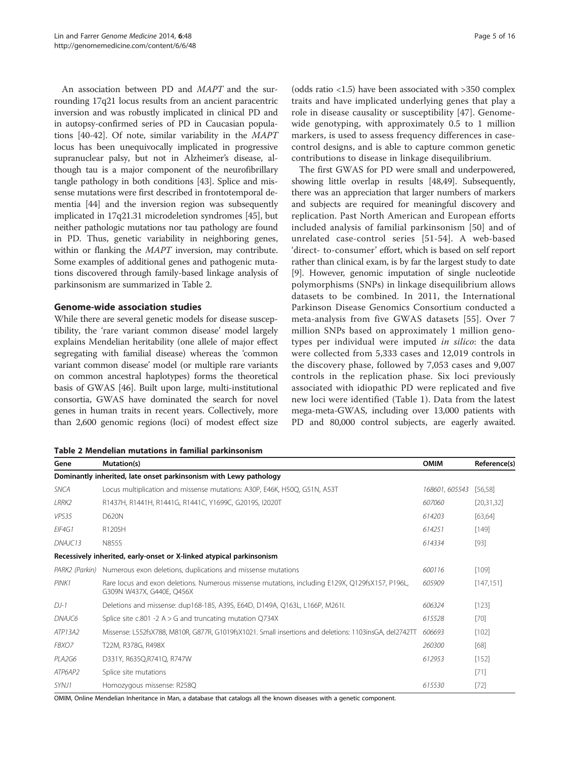An association between PD and *MAPT* and the surrounding 17q21 locus results from an ancient paracentric inversion and was robustly implicated in clinical PD and in autopsy-confirmed series of PD in Caucasian populations [40-42]. Of note, similar variability in the *MAPT* locus has been unequivocally implicated in progressive supranuclear palsy, but not in Alzheimer's disease, although tau is a major component of the neurofibrillary tangle pathology in both conditions [43]. Splice and missense mutations were first described in frontotemporal dementia [44] and the inversion region was subsequently implicated in 17q21.31 microdeletion syndromes [45], but neither pathologic mutations nor tau pathology are found in PD. Thus, genetic variability in neighboring genes, within or flanking the *MAPT* inversion, may contribute. Some examples of additional genes and pathogenic mutations discovered through family-based linkage analysis of parkinsonism are summarized in Table 2.

## Genome-wide association studies

While there are several genetic models for disease susceptibility, the 'rare variant common disease' model largely explains Mendelian heritability (one allele of major effect segregating with familial disease) whereas the 'common variant common disease' model (or multiple rare variants on common ancestral haplotypes) forms the theoretical basis of GWAS [46]. Built upon large, multi-institutional consortia, GWAS have dominated the search for novel genes in human traits in recent years. Collectively, more than 2,600 genomic regions (loci) of modest effect size (odds ratio <1.5) have been associated with >350 complex traits and have implicated underlying genes that play a role in disease causality or susceptibility [47]. Genome-wide genotyping, with approximately 0.5 to 1 million markers, is used to assess frequency differences in case-control designs, and is able to capture common genetic contributions to disease in linkage disequilibrium.

The first GWAS for PD were small and underpowered, showing little overlap in results [48,49]. Subsequently, there was an appreciation that larger numbers of markers and subjects are required for meaningful discovery and replication. Past North American and European efforts included analysis of familial parkinsonism [50] and of unrelated case-control series [51-54]. A web-based 'direct- to-consumer' effort, which is based on self report rather than clinical exam, is by far the largest study to date [9]. However, genomic imputation of single nucleotide polymorphisms (SNPs) in linkage disequilibrium allows datasets to be combined. In 2011, the International Parkinson Disease Genomics Consortium conducted a meta-analysis from five GWAS datasets [55]. Over 7 million SNPs based on approximately 1 million genotypes per individual were imputed *in silico*: the data were collected from 5,333 cases and 12,019 controls in the discovery phase, followed by 7,053 cases and 9,007 controls in the replication phase. Six loci previously associated with idiopathic PD were replicated and five new loci were identified (Table 1). Data from the latest mega-meta-GWAS, including over 13,000 patients with PD and 80,000 control subjects, are eagerly awaited.

**Table 2 Mendelian mutations in familial parkinsonism**

| Gene | Mutation(s) | OMIM | Reference(s) |
|---|---|---|---|
| **Dominantly inherited, late onset parkinsonism with Lewy pathology** | | | |
| *SNCA* | Locus multiplication and missense mutations: A30P, E46K, H50Q, G51N, A53T | *168601, 605543* | [56,58] |
| *LRRK2* | R1437H, R1441H, R1441G, R1441C, Y1699C, G2019S, I2020T | *607060* | [20,31,32] |
| *VPS35* | D620N | *614203* | [63,64] |
| *EIF4G1* | R1205H | *614251* | [149] |
| *DNAJC13* | N855S | *614334* | [93] |
| **Recessively inherited, early-onset or X-linked atypical parkinsonism** | | | |
| *PARK2 (Parkin)* | Numerous exon deletions, duplications and missense mutations | *600116* | [109] |
| *PINK1* | Rare locus and exon deletions. Numerous missense mutations, including E129X, Q129fsX157, P196L, G309N W437X, G440E, Q456X | *605909* | [147,151] |
| *DJ-1* | Deletions and missense: dup168-185, A39S, E64D, D149A, Q163L, L166P, M261I. | *606324* | [123] |
| *DNAJC6* | Splice site c.801 -2 A > G and truncating mutation Q734X | *615528* | [70] |
| *ATP13A2* | Missense: L552fsX788, M810R, G877R, G1019fsX1021. Small insertions and deletions: 1103insGA, del2742TT | *606693* | [102] |
| *FBXO7* | T22M, R378G, R498X | *260300* | [68] |
| *PLA2G6* | D331Y, R635Q,R741Q, R747W | *612953* | [152] |
| *ATP6AP2* | Splice site mutations | | [71] |
| *SYNJ1* | Homozygous missense: R258Q | *615530* | [72] |

OMIM, Online Mendelian Inheritance in Man, a database that catalogs all the known diseases with a genetic component.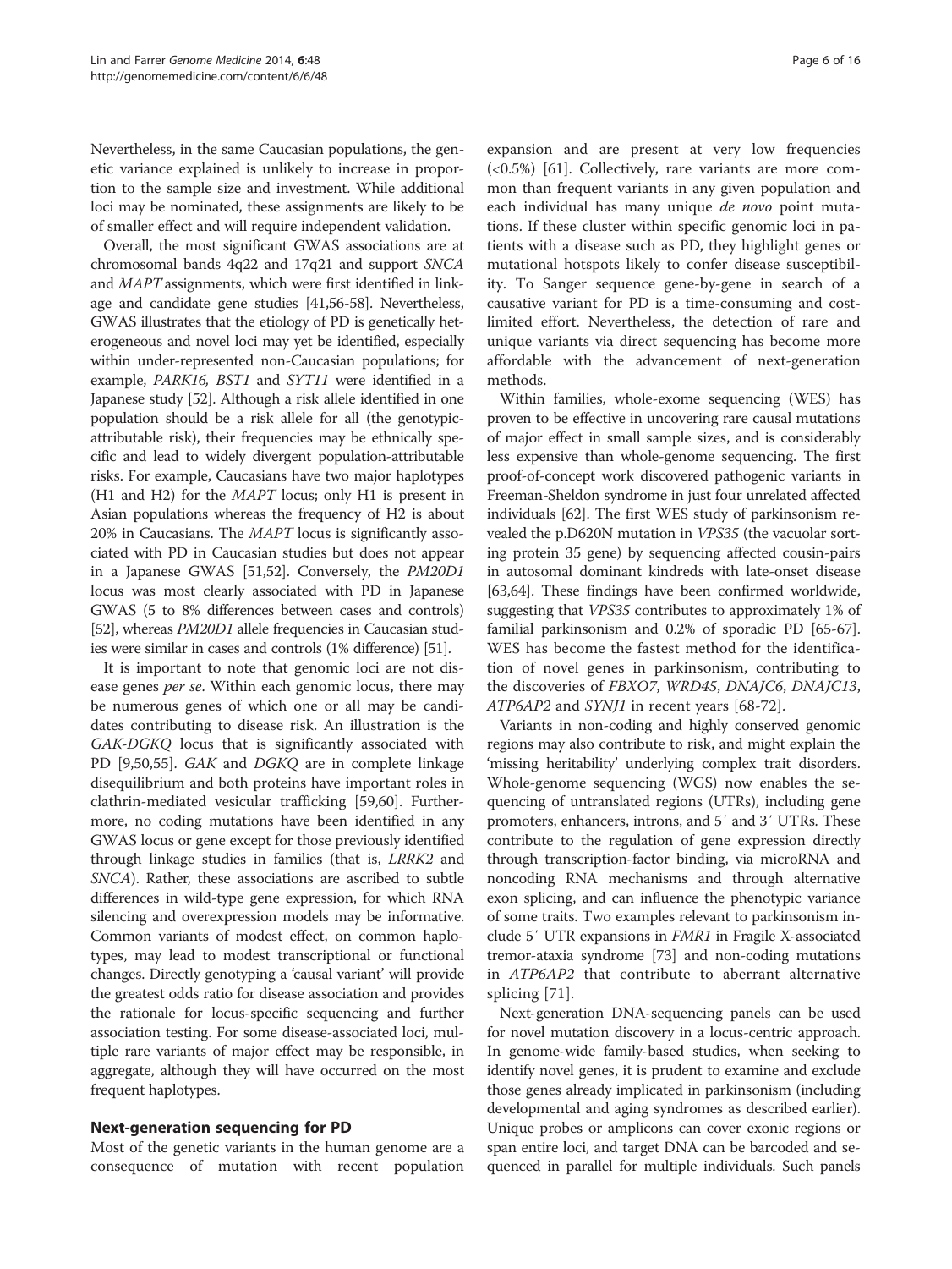Nevertheless, in the same Caucasian populations, the genetic variance explained is unlikely to increase in proportion to the sample size and investment. While additional loci may be nominated, these assignments are likely to be of smaller effect and will require independent validation.

Overall, the most significant GWAS associations are at chromosomal bands 4q22 and 17q21 and support *SNCA* and *MAPT* assignments, which were first identified in linkage and candidate gene studies [41,56-58]. Nevertheless, GWAS illustrates that the etiology of PD is genetically heterogeneous and novel loci may yet be identified, especially within under-represented non-Caucasian populations; for example, *PARK16*, *BST1* and *SYT11* were identified in a Japanese study [52]. Although a risk allele identified in one population should be a risk allele for all (the genotypic-attributable risk), their frequencies may be ethnically specific and lead to widely divergent population-attributable risks. For example, Caucasians have two major haplotypes (H1 and H2) for the *MAPT* locus; only H1 is present in Asian populations whereas the frequency of H2 is about 20% in Caucasians. The *MAPT* locus is significantly associated with PD in Caucasian studies but does not appear in a Japanese GWAS [51,52]. Conversely, the *PM20D1* locus was most clearly associated with PD in Japanese GWAS (5 to 8% differences between cases and controls) [52], whereas *PM20D1* allele frequencies in Caucasian studies were similar in cases and controls (1% difference) [51].

It is important to note that genomic loci are not disease genes *per se*. Within each genomic locus, there may be numerous genes of which one or all may be candidates contributing to disease risk. An illustration is the *GAK-DGKQ* locus that is significantly associated with PD [9,50,55]. *GAK* and *DGKQ* are in complete linkage disequilibrium and both proteins have important roles in clathrin-mediated vesicular trafficking [59,60]. Furthermore, no coding mutations have been identified in any GWAS locus or gene except for those previously identified through linkage studies in families (that is, *LRRK2* and *SNCA*). Rather, these associations are ascribed to subtle differences in wild-type gene expression, for which RNA silencing and overexpression models may be informative. Common variants of modest effect, on common haplotypes, may lead to modest transcriptional or functional changes. Directly genotyping a 'causal variant' will provide the greatest odds ratio for disease association and provides the rationale for locus-specific sequencing and further association testing. For some disease-associated loci, multiple rare variants of major effect may be responsible, in aggregate, although they will have occurred on the most frequent haplotypes.

## Next-generation sequencing for PD

Most of the genetic variants in the human genome are a consequence of mutation with recent population expansion and are present at very low frequencies (<0.5%) [61]. Collectively, rare variants are more common than frequent variants in any given population and each individual has many unique *de novo* point mutations. If these cluster within specific genomic loci in patients with a disease such as PD, they highlight genes or mutational hotspots likely to confer disease susceptibility. To Sanger sequence gene-by-gene in search of a causative variant for PD is a time-consuming and cost-limited effort. Nevertheless, the detection of rare and unique variants via direct sequencing has become more affordable with the advancement of next-generation methods.

Within families, whole-exome sequencing (WES) has proven to be effective in uncovering rare causal mutations of major effect in small sample sizes, and is considerably less expensive than whole-genome sequencing. The first proof-of-concept work discovered pathogenic variants in Freeman-Sheldon syndrome in just four unrelated affected individuals [62]. The first WES study of parkinsonism revealed the p.D620N mutation in *VPS35* (the vacuolar sorting protein 35 gene) by sequencing affected cousin-pairs in autosomal dominant kindreds with late-onset disease [63,64]. These findings have been confirmed worldwide, suggesting that *VPS35* contributes to approximately 1% of familial parkinsonism and 0.2% of sporadic PD [65-67]. WES has become the fastest method for the identification of novel genes in parkinsonism, contributing to the discoveries of *FBXO7*, *WRD45*, *DNAJC6*, *DNAJC13*, *ATP6AP2* and *SYNJ1* in recent years [68-72].

Variants in non-coding and highly conserved genomic regions may also contribute to risk, and might explain the 'missing heritability' underlying complex trait disorders. Whole-genome sequencing (WGS) now enables the sequencing of untranslated regions (UTRs), including gene promoters, enhancers, introns, and 5′ and 3′ UTRs. These contribute to the regulation of gene expression directly through transcription-factor binding, via microRNA and noncoding RNA mechanisms and through alternative exon splicing, and can influence the phenotypic variance of some traits. Two examples relevant to parkinsonism include 5′ UTR expansions in *FMR1* in Fragile X-associated tremor-ataxia syndrome [73] and non-coding mutations in *ATP6AP2* that contribute to aberrant alternative splicing [71].

Next-generation DNA-sequencing panels can be used for novel mutation discovery in a locus-centric approach. In genome-wide family-based studies, when seeking to identify novel genes, it is prudent to examine and exclude those genes already implicated in parkinsonism (including developmental and aging syndromes as described earlier). Unique probes or amplicons can cover exonic regions or span entire loci, and target DNA can be barcoded and sequenced in parallel for multiple individuals. Such panels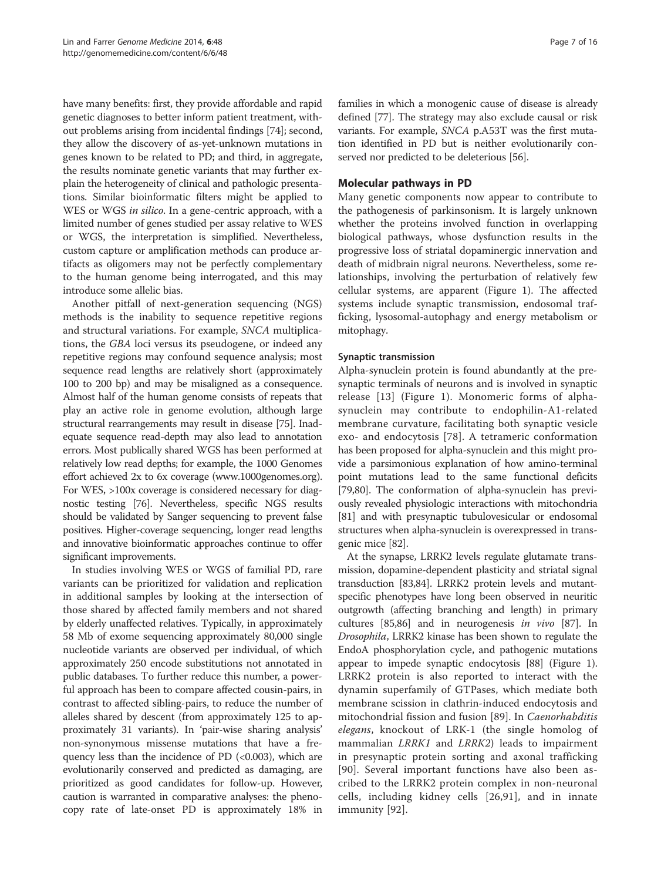have many benefits: first, they provide affordable and rapid genetic diagnoses to better inform patient treatment, without problems arising from incidental findings [74]; second, they allow the discovery of as-yet-unknown mutations in genes known to be related to PD; and third, in aggregate, the results nominate genetic variants that may further explain the heterogeneity of clinical and pathologic presentations. Similar bioinformatic filters might be applied to WES or WGS *in silico*. In a gene-centric approach, with a limited number of genes studied per assay relative to WES or WGS, the interpretation is simplified. Nevertheless, custom capture or amplification methods can produce artifacts as oligomers may not be perfectly complementary to the human genome being interrogated, and this may introduce some allelic bias.

Another pitfall of next-generation sequencing (NGS) methods is the inability to sequence repetitive regions and structural variations. For example, *SNCA* multiplications, the *GBA* loci versus its pseudogene, or indeed any repetitive regions may confound sequence analysis; most sequence read lengths are relatively short (approximately 100 to 200 bp) and may be misaligned as a consequence. Almost half of the human genome consists of repeats that play an active role in genome evolution, although large structural rearrangements may result in disease [75]. Inadequate sequence read-depth may also lead to annotation errors. Most publically shared WGS has been performed at relatively low read depths; for example, the 1000 Genomes effort achieved 2x to 6x coverage (www.1000genomes.org). For WES, >100x coverage is considered necessary for diagnostic testing [76]. Nevertheless, specific NGS results should be validated by Sanger sequencing to prevent false positives. Higher-coverage sequencing, longer read lengths and innovative bioinformatic approaches continue to offer significant improvements.

In studies involving WES or WGS of familial PD, rare variants can be prioritized for validation and replication in additional samples by looking at the intersection of those shared by affected family members and not shared by elderly unaffected relatives. Typically, in approximately 58 Mb of exome sequencing approximately 80,000 single nucleotide variants are observed per individual, of which approximately 250 encode substitutions not annotated in public databases. To further reduce this number, a powerful approach has been to compare affected cousin-pairs, in contrast to affected sibling-pairs, to reduce the number of alleles shared by descent (from approximately 125 to approximately 31 variants). In 'pair-wise sharing analysis' non-synonymous missense mutations that have a frequency less than the incidence of PD (<0.003), which are evolutionarily conserved and predicted as damaging, are prioritized as good candidates for follow-up. However, caution is warranted in comparative analyses: the phenocopy rate of late-onset PD is approximately 18% in families in which a monogenic cause of disease is already defined [77]. The strategy may also exclude causal or risk variants. For example, *SNCA* p.A53T was the first mutation identified in PD but is neither evolutionarily conserved nor predicted to be deleterious [56].

## Molecular pathways in PD

Many genetic components now appear to contribute to the pathogenesis of parkinsonism. It is largely unknown whether the proteins involved function in overlapping biological pathways, whose dysfunction results in the progressive loss of striatal dopaminergic innervation and death of midbrain nigral neurons. Nevertheless, some relationships, involving the perturbation of relatively few cellular systems, are apparent (Figure 1). The affected systems include synaptic transmission, endosomal trafficking, lysosomal-autophagy and energy metabolism or mitophagy.

### Synaptic transmission

Alpha-synuclein protein is found abundantly at the presynaptic terminals of neurons and is involved in synaptic release [13] (Figure 1). Monomeric forms of alpha-synuclein may contribute to endophilin-A1-related membrane curvature, facilitating both synaptic vesicle exo- and endocytosis [78]. A tetrameric conformation has been proposed for alpha-synuclein and this might provide a parsimonious explanation of how amino-terminal point mutations lead to the same functional deficits [79,80]. The conformation of alpha-synuclein has previously revealed physiologic interactions with mitochondria [81] and with presynaptic tubulovesicular or endosomal structures when alpha-synuclein is overexpressed in transgenic mice [82].

At the synapse, LRRK2 levels regulate glutamate transmission, dopamine-dependent plasticity and striatal signal transduction [83,84]. LRRK2 protein levels and mutant-specific phenotypes have long been observed in neuritic outgrowth (affecting branching and length) in primary cultures [85,86] and in neurogenesis *in vivo* [87]. In *Drosophila*, LRRK2 kinase has been shown to regulate the EndoA phosphorylation cycle, and pathogenic mutations appear to impede synaptic endocytosis [88] (Figure 1). LRRK2 protein is also reported to interact with the dynamin superfamily of GTPases, which mediate both membrane scission in clathrin-induced endocytosis and mitochondrial fission and fusion [89]. In *Caenorhabditis elegans*, knockout of LRK-1 (the single homolog of mammalian *LRRK1* and *LRRK2*) leads to impairment in presynaptic protein sorting and axonal trafficking [90]. Several important functions have also been ascribed to the LRRK2 protein complex in non-neuronal cells, including kidney cells [26,91], and in innate immunity [92].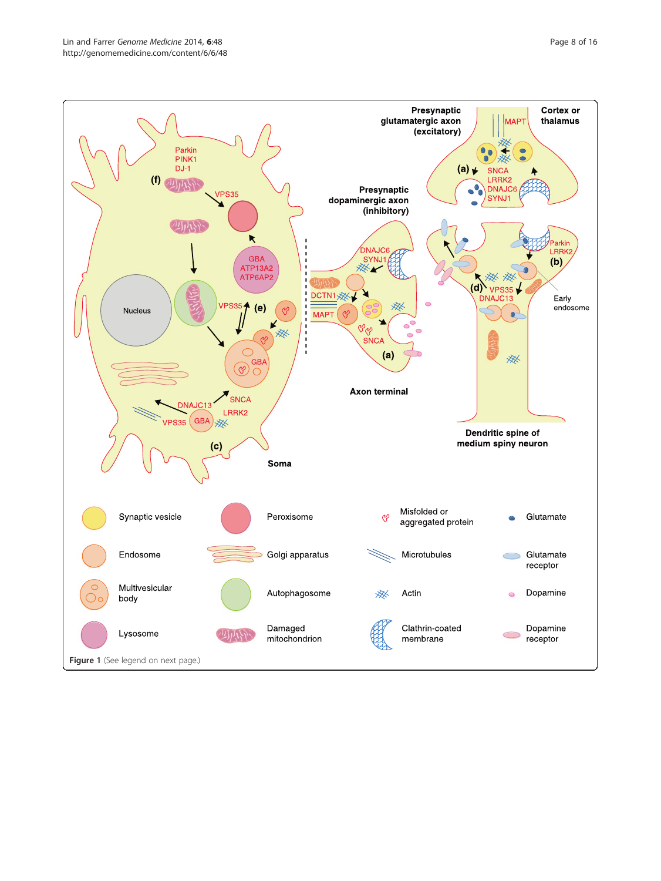Figure 1 (See legend on next page.)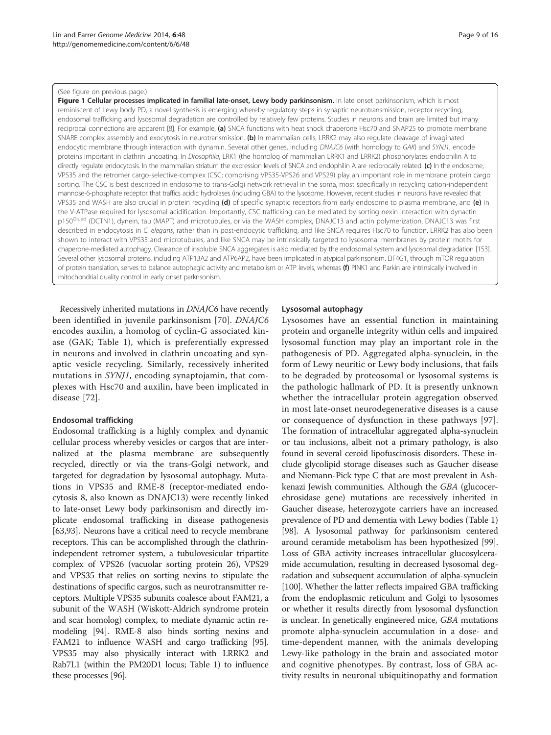(See figure on previous page.)

**Figure 1 Cellular processes implicated in familial late-onset, Lewy body parkinsonism.** In late onset parkinsonism, which is most reminiscent of Lewy body PD, a novel synthesis is emerging whereby regulatory steps in synaptic neurotransmission, receptor recycling, endosomal trafficking and lysosomal degradation are controlled by relatively few proteins. Studies in neurons and brain are limited but many reciprocal connections are apparent [8]. For example, **(a)** SNCA functions with heat shock chaperone Hsc70 and SNAP25 to promote membrane SNARE complex assembly and exocytosis in neurotransmission. **(b)** In mammalian cells, LRRK2 may also regulate cleavage of invaginated endocytic membrane through interaction with dynamin. Several other genes, including *DNAJC6* (with homology to *GAK*) and *SYNJ1*, encode proteins important in clathrin uncoating. In *Drosophila*, LRK1 (the homolog of mammalian LRRK1 and LRRK2) phosphorylates endophilin A to directly regulate endocytosis. In the mammalian striatum the expression levels of SNCA and endophilin A are reciprocally related. **(c)** In the endosome, VPS35 and the retromer cargo-selective-complex (CSC; comprising VPS35-VPS26 and VPS29) play an important role in membrane protein cargo sorting. The CSC is best described in endosome to trans-Golgi network retrieval in the soma, most specifically in recycling cation-independent mannose-6-phosphate receptor that traffics acidic hydrolases (including GBA) to the lysosome. However, recent studies in neurons have revealed that VPS35 and WASH are also crucial in protein recycling **(d)** of specific synaptic receptors from early endosome to plasma membrane, and **(e)** in the V-ATPase required for lysosomal acidification. Importantly, CSC trafficking can be mediated by sorting nexin interaction with dynactin p150[Glued] (DCTN1), dynein, tau (MAPT) and microtubules, or via the WASH complex, DNAJC13 and actin polymerization. DNAJC13 was first described in endocytosis in *C. elegans*, rather than in post-endocytic trafficking, and like SNCA requires Hsc70 to function. LRRK2 has also been shown to interact with VPS35 and microtubules, and like SNCA may be intrinsically targeted to lysosomal membranes by protein motifs for chaperone-mediated autophagy. Clearance of insoluble SNCA aggregates is also mediated by the endosomal system and lysosomal degradation [153]. Several other lysosomal proteins, including ATP13A2 and ATP6AP2, have been implicated in atypical parkinsonism. EIF4G1, through mTOR regulation of protein translation, serves to balance autophagic activity and metabolism or ATP levels, whereas **(f)** PINK1 and Parkin are intrinsically involved in mitochondrial quality control in early onset parknsonism.

Recessively inherited mutations in *DNAJC6* have recently been identified in juvenile parkinsonism [70]. *DNAJC6* encodes auxilin, a homolog of cyclin-G associated kinase (GAK; Table 1), which is preferentially expressed in neurons and involved in clathrin uncoating and synaptic vesicle recycling. Similarly, recessively inherited mutations in *SYNJ1*, encoding synaptojamin, that complexes with Hsc70 and auxilin, have been implicated in disease [72].

#### Endosomal trafficking

Endosomal trafficking is a highly complex and dynamic cellular process whereby vesicles or cargos that are internalized at the plasma membrane are subsequently recycled, directly or via the trans-Golgi network, and targeted for degradation by lysosomal autophagy. Mutations in VPS35 and RME-8 (receptor-mediated endocytosis 8, also known as DNAJC13) were recently linked to late-onset Lewy body parkinsonism and directly implicate endosomal trafficking in disease pathogenesis [63,93]. Neurons have a critical need to recycle membrane receptors. This can be accomplished through the clathrin-independent retromer system, a tubulovesicular tripartite complex of VPS26 (vacuolar sorting protein 26), VPS29 and VPS35 that relies on sorting nexins to stipulate the destinations of specific cargos, such as neurotransmitter receptors. Multiple VPS35 subunits coalesce about FAM21, a subunit of the WASH (Wiskott-Aldrich syndrome protein and scar homolog) complex, to mediate dynamic actin remodeling [94]. RME-8 also binds sorting nexins and FAM21 to influence WASH and cargo trafficking [95]. VPS35 may also physically interact with LRRK2 and Rab7L1 (within the PM20D1 locus; Table 1) to influence these processes [96].

#### Lysosomal autophagy

Lysosomes have an essential function in maintaining protein and organelle integrity within cells and impaired lysosomal function may play an important role in the pathogenesis of PD. Aggregated alpha-synuclein, in the form of Lewy neuritic or Lewy body inclusions, that fails to be degraded by proteosomal or lysosomal systems is the pathologic hallmark of PD. It is presently unknown whether the intracellular protein aggregation observed in most late-onset neurodegenerative diseases is a cause or consequence of dysfunction in these pathways [97]. The formation of intracellular aggregated alpha-synuclein or tau inclusions, albeit not a primary pathology, is also found in several ceroid lipofuscinosis disorders. These include glycolipid storage diseases such as Gaucher disease and Niemann-Pick type C that are most prevalent in Ashkenazi Jewish communities. Although the *GBA* (glucocerebrosidase gene) mutations are recessively inherited in Gaucher disease, heterozygote carriers have an increased prevalence of PD and dementia with Lewy bodies (Table 1) [98]. A lysosomal pathway for parkinsonism centered around ceramide metabolism has been hypothesized [99]. Loss of GBA activity increases intracellular glucosylceramide accumulation, resulting in decreased lysosomal degradation and subsequent accumulation of alpha-synuclein [100]. Whether the latter reflects impaired GBA trafficking from the endoplasmic reticulum and Golgi to lysosomes or whether it results directly from lysosomal dysfunction is unclear. In genetically engineered mice, *GBA* mutations promote alpha-synuclein accumulation in a dose- and time-dependent manner, with the animals developing Lewy-like pathology in the brain and associated motor and cognitive phenotypes. By contrast, loss of GBA activity results in neuronal ubiquitinopathy and formation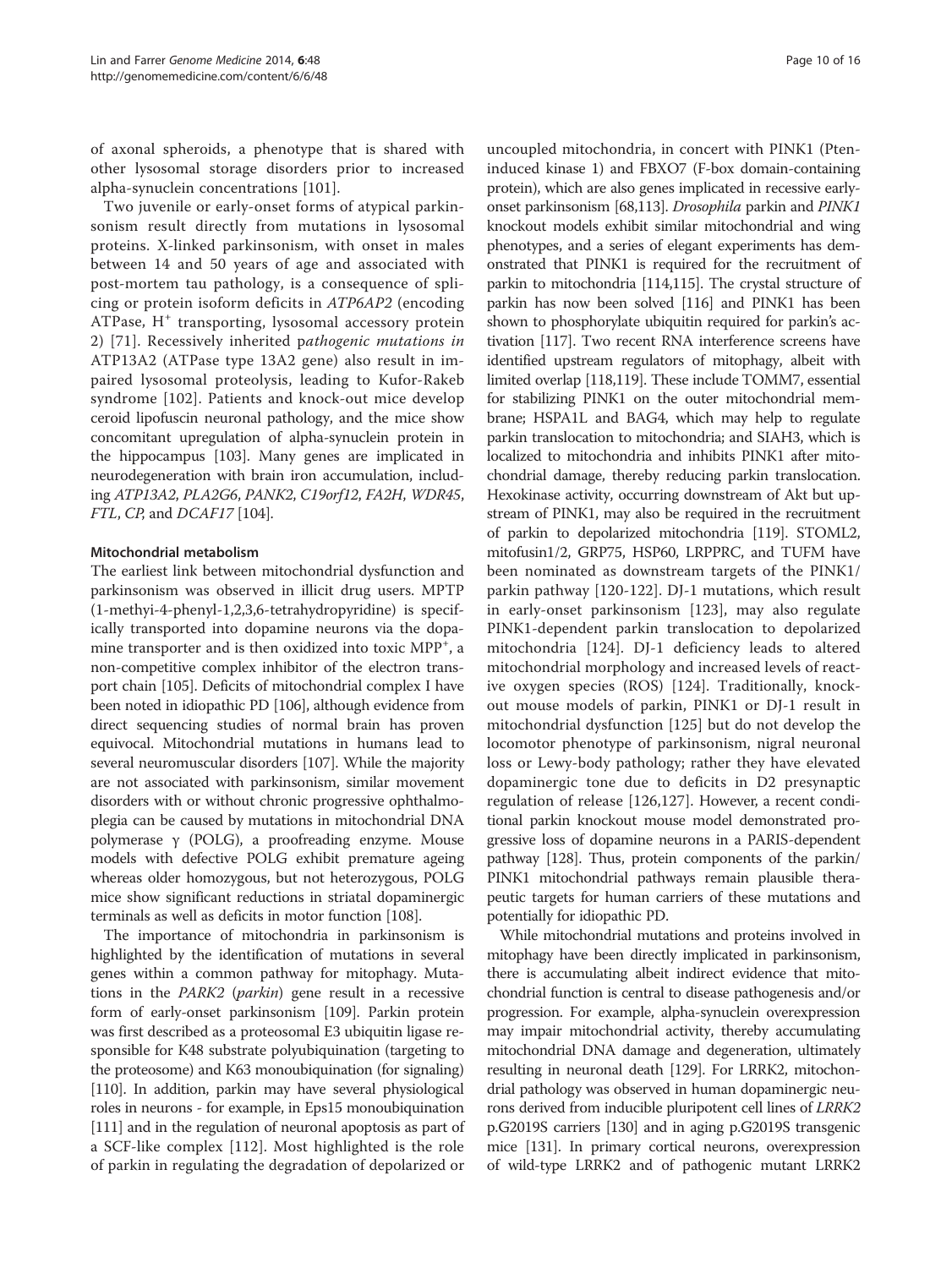of axonal spheroids, a phenotype that is shared with other lysosomal storage disorders prior to increased alpha-synuclein concentrations [101].

Two juvenile or early-onset forms of atypical parkinsonism result directly from mutations in lysosomal proteins. X-linked parkinsonism, with onset in males between 14 and 50 years of age and associated with post-mortem tau pathology, is a consequence of splicing or protein isoform deficits in *ATP6AP2* (encoding ATPase, $H^+$ transporting, lysosomal accessory protein 2) [71]. Recessively inherited p*athogenic mutations in* ATP13A2 (ATPase type 13A2 gene) also result in impaired lysosomal proteolysis, leading to Kufor-Rakeb syndrome [102]. Patients and knock-out mice develop ceroid lipofuscin neuronal pathology, and the mice show concomitant upregulation of alpha-synuclein protein in the hippocampus [103]. Many genes are implicated in neurodegeneration with brain iron accumulation, including *ATP13A2*, *PLA2G6*, *PANK2*, *C19orf12*, *FA2H*, *WDR45*, *FTL*, *CP*, and *DCAF17* [104].

### Mitochondrial metabolism

The earliest link between mitochondrial dysfunction and parkinsonism was observed in illicit drug users. MPTP (1-methyi-4-phenyl-1,2,3,6-tetrahydropyridine) is specifically transported into dopamine neurons via the dopamine transporter and is then oxidized into toxic $MPP^+$, a non-competitive complex inhibitor of the electron transport chain [105]. Deficits of mitochondrial complex I have been noted in idiopathic PD [106], although evidence from direct sequencing studies of normal brain has proven equivocal. Mitochondrial mutations in humans lead to several neuromuscular disorders [107]. While the majority are not associated with parkinsonism, similar movement disorders with or without chronic progressive ophthalmoplegia can be caused by mutations in mitochondrial DNA polymerase γ (POLG), a proofreading enzyme. Mouse models with defective POLG exhibit premature ageing whereas older homozygous, but not heterozygous, POLG mice show significant reductions in striatal dopaminergic terminals as well as deficits in motor function [108].

The importance of mitochondria in parkinsonism is highlighted by the identification of mutations in several genes within a common pathway for mitophagy. Mutations in the *PARK2* (*parkin*) gene result in a recessive form of early-onset parkinsonism [109]. Parkin protein was first described as a proteosomal E3 ubiquitin ligase responsible for K48 substrate polyubiquination (targeting to the proteosome) and K63 monoubiquination (for signaling) [110]. In addition, parkin may have several physiological roles in neurons - for example, in Eps15 monoubiquination [111] and in the regulation of neuronal apoptosis as part of a SCF-like complex [112]. Most highlighted is the role of parkin in regulating the degradation of depolarized or uncoupled mitochondria, in concert with PINK1 (Pten-induced kinase 1) and FBXO7 (F-box domain-containing protein), which are also genes implicated in recessive early-onset parkinsonism [68,113]. *Drosophila* parkin and *PINK1* knockout models exhibit similar mitochondrial and wing phenotypes, and a series of elegant experiments has demonstrated that PINK1 is required for the recruitment of parkin to mitochondria [114,115]. The crystal structure of parkin has now been solved [116] and PINK1 has been shown to phosphorylate ubiquitin required for parkin's activation [117]. Two recent RNA interference screens have identified upstream regulators of mitophagy, albeit with limited overlap [118,119]. These include TOMM7, essential for stabilizing PINK1 on the outer mitochondrial membrane; HSPA1L and BAG4, which may help to regulate parkin translocation to mitochondria; and SIAH3, which is localized to mitochondria and inhibits PINK1 after mitochondrial damage, thereby reducing parkin translocation. Hexokinase activity, occurring downstream of Akt but upstream of PINK1, may also be required in the recruitment of parkin to depolarized mitochondria [119]. STOML2, mitofusin1/2, GRP75, HSP60, LRPPRC, and TUFM have been nominated as downstream targets of the PINK1/parkin pathway [120-122]. DJ-1 mutations, which result in early-onset parkinsonism [123], may also regulate PINK1-dependent parkin translocation to depolarized mitochondria [124]. DJ-1 deficiency leads to altered mitochondrial morphology and increased levels of reactive oxygen species (ROS) [124]. Traditionally, knockout mouse models of parkin, PINK1 or DJ-1 result in mitochondrial dysfunction [125] but do not develop the locomotor phenotype of parkinsonism, nigral neuronal loss or Lewy-body pathology; rather they have elevated dopaminergic tone due to deficits in D2 presynaptic regulation of release [126,127]. However, a recent conditional parkin knockout mouse model demonstrated progressive loss of dopamine neurons in a PARIS-dependent pathway [128]. Thus, protein components of the parkin/PINK1 mitochondrial pathways remain plausible therapeutic targets for human carriers of these mutations and potentially for idiopathic PD.

While mitochondrial mutations and proteins involved in mitophagy have been directly implicated in parkinsonism, there is accumulating albeit indirect evidence that mitochondrial function is central to disease pathogenesis and/or progression. For example, alpha-synuclein overexpression may impair mitochondrial activity, thereby accumulating mitochondrial DNA damage and degeneration, ultimately resulting in neuronal death [129]. For LRRK2, mitochondrial pathology was observed in human dopaminergic neurons derived from inducible pluripotent cell lines of *LRRK2* p.G2019S carriers [130] and in aging p.G2019S transgenic mice [131]. In primary cortical neurons, overexpression of wild-type LRRK2 and of pathogenic mutant LRRK2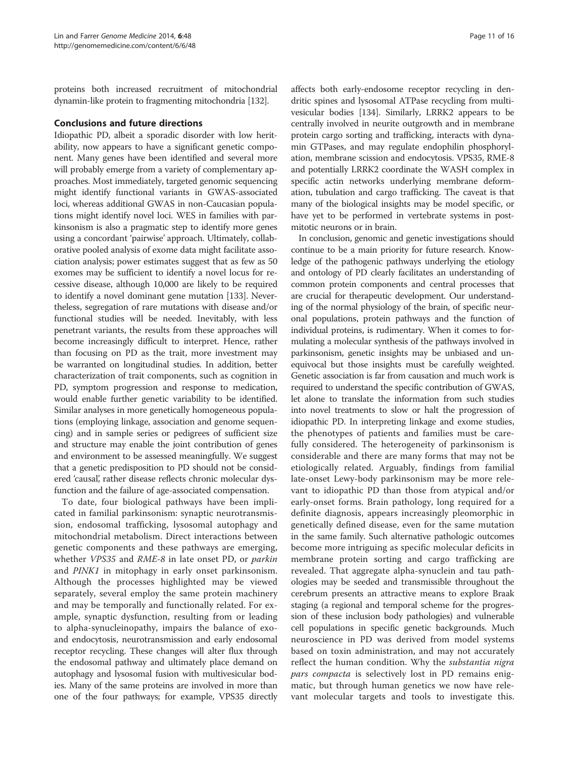proteins both increased recruitment of mitochondrial dynamin-like protein to fragmenting mitochondria [132].

## Conclusions and future directions

Idiopathic PD, albeit a sporadic disorder with low heritability, now appears to have a significant genetic component. Many genes have been identified and several more will probably emerge from a variety of complementary approaches. Most immediately, targeted genomic sequencing might identify functional variants in GWAS-associated loci, whereas additional GWAS in non-Caucasian populations might identify novel loci. WES in families with parkinsonism is also a pragmatic step to identify more genes using a concordant 'pairwise' approach. Ultimately, collaborative pooled analysis of exome data might facilitate association analysis; power estimates suggest that as few as 50 exomes may be sufficient to identify a novel locus for recessive disease, although 10,000 are likely to be required to identify a novel dominant gene mutation [133]. Nevertheless, segregation of rare mutations with disease and/or functional studies will be needed. Inevitably, with less penetrant variants, the results from these approaches will become increasingly difficult to interpret. Hence, rather than focusing on PD as the trait, more investment may be warranted on longitudinal studies. In addition, better characterization of trait components, such as cognition in PD, symptom progression and response to medication, would enable further genetic variability to be identified. Similar analyses in more genetically homogeneous populations (employing linkage, association and genome sequencing) and in sample series or pedigrees of sufficient size and structure may enable the joint contribution of genes and environment to be assessed meaningfully. We suggest that a genetic predisposition to PD should not be considered 'causal', rather disease reflects chronic molecular dysfunction and the failure of age-associated compensation.

To date, four biological pathways have been implicated in familial parkinsonism: synaptic neurotransmission, endosomal trafficking, lysosomal autophagy and mitochondrial metabolism. Direct interactions between genetic components and these pathways are emerging, whether *VPS35* and *RME-8* in late onset PD, or *parkin* and *PINK1* in mitophagy in early onset parkinsonism. Although the processes highlighted may be viewed separately, several employ the same protein machinery and may be temporally and functionally related. For example, synaptic dysfunction, resulting from or leading to alpha-synucleinopathy, impairs the balance of exo- and endocytosis, neurotransmission and early endosomal receptor recycling. These changes will alter flux through the endosomal pathway and ultimately place demand on autophagy and lysosomal fusion with multivesicular bodies. Many of the same proteins are involved in more than one of the four pathways; for example, VPS35 directly affects both early-endosome receptor recycling in dendritic spines and lysosomal ATPase recycling from multivesicular bodies [134]. Similarly, LRRK2 appears to be centrally involved in neurite outgrowth and in membrane protein cargo sorting and trafficking, interacts with dynamin GTPases, and may regulate endophilin phosphorylation, membrane scission and endocytosis. VPS35, RME-8 and potentially LRRK2 coordinate the WASH complex in specific actin networks underlying membrane deformation, tubulation and cargo trafficking. The caveat is that many of the biological insights may be model specific, or have yet to be performed in vertebrate systems in post-mitotic neurons or in brain.

In conclusion, genomic and genetic investigations should continue to be a main priority for future research. Knowledge of the pathogenic pathways underlying the etiology and ontology of PD clearly facilitates an understanding of common protein components and central processes that are crucial for therapeutic development. Our understanding of the normal physiology of the brain, of specific neuronal populations, protein pathways and the function of individual proteins, is rudimentary. When it comes to formulating a molecular synthesis of the pathways involved in parkinsonism, genetic insights may be unbiased and unequivocal but those insights must be carefully weighted. Genetic association is far from causation and much work is required to understand the specific contribution of GWAS, let alone to translate the information from such studies into novel treatments to slow or halt the progression of idiopathic PD. In interpreting linkage and exome studies, the phenotypes of patients and families must be carefully considered. The heterogeneity of parkinsonism is considerable and there are many forms that may not be etiologically related. Arguably, findings from familial late-onset Lewy-body parkinsonism may be more relevant to idiopathic PD than those from atypical and/or early-onset forms. Brain pathology, long required for a definite diagnosis, appears increasingly pleomorphic in genetically defined disease, even for the same mutation in the same family. Such alternative pathologic outcomes become more intriguing as specific molecular deficits in membrane protein sorting and cargo trafficking are revealed. That aggregate alpha-synuclein and tau pathologies may be seeded and transmissible throughout the cerebrum presents an attractive means to explore Braak staging (a regional and temporal scheme for the progression of these inclusion body pathologies) and vulnerable cell populations in specific genetic backgrounds. Much neuroscience in PD was derived from model systems based on toxin administration, and may not accurately reflect the human condition. Why the *substantia nigra pars compacta* is selectively lost in PD remains enigmatic, but through human genetics we now have relevant molecular targets and tools to investigate this.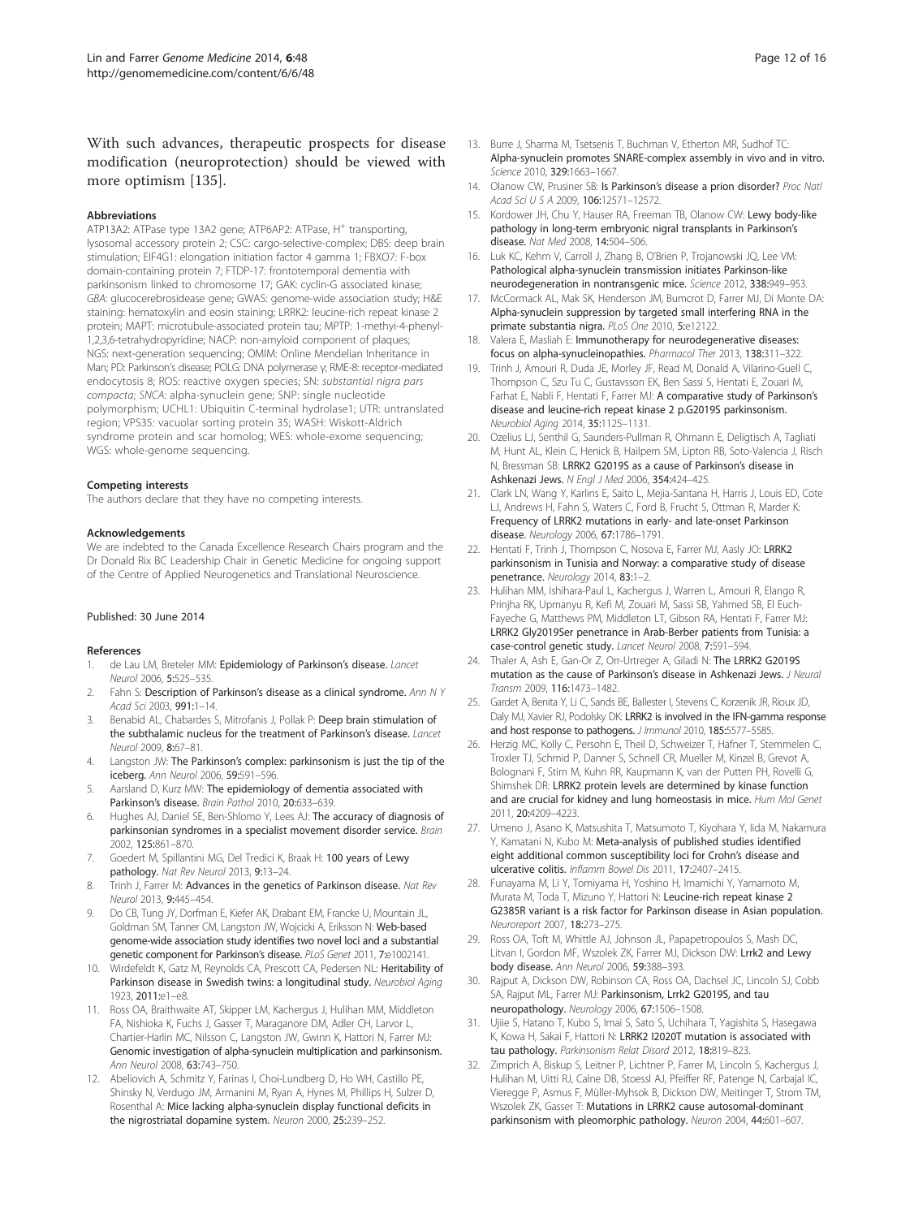With such advances, therapeutic prospects for disease modification (neuroprotection) should be viewed with more optimism [135].

#### Abbreviations

ATP13A2: ATPase type 13A2 gene; ATP6AP2: ATPase, $H^+$ transporting, lysosomal accessory protein 2; CSC: cargo-selective-complex; DBS: deep brain stimulation; EIF4G1: elongation initiation factor 4 gamma 1; FBXO7: F-box domain-containing protein 7; FTDP-17: frontotemporal dementia with parkinsonism linked to chromosome 17; GAK: cyclin-G associated kinase; *GBA*: glucocerebrosidease gene; GWAS: genome-wide association study; H&E staining: hematoxylin and eosin staining; LRRK2: leucine-rich repeat kinase 2 protein; MAPT: microtubule-associated protein tau; MPTP: 1-methyi-4-phenyl-1,2,3,6-tetrahydropyridine; NACP: non-amyloid component of plaques; NGS: next-generation sequencing; OMIM: Online Mendelian Inheritance in Man; PD: Parkinson's disease; POLG: DNA polymerase γ; RME-8: receptor-mediated endocytosis 8; ROS: reactive oxygen species; SN: *substantial nigra pars compacta*; *SNCA*: alpha-synuclein gene; SNP: single nucleotide polymorphism; UCHL1: Ubiquitin C-terminal hydrolase1; UTR: untranslated region; VPS35: vacuolar sorting protein 35; WASH: Wiskott-Aldrich syndrome protein and scar homolog; WES: whole-exome sequencing; WGS: whole-genome sequencing.

#### Competing interests

The authors declare that they have no competing interests.

#### Acknowledgements

We are indebted to the Canada Excellence Research Chairs program and the Dr Donald Rix BC Leadership Chair in Genetic Medicine for ongoing support of the Centre of Applied Neurogenetics and Translational Neuroscience.

Published: 30 June 2014

#### References

1. de Lau LM, Breteler MM: **Epidemiology of Parkinson's disease.** *Lancet Neurol* 2006, **5:**525–535.
2. Fahn S: **Description of Parkinson's disease as a clinical syndrome.** *Ann N Y Acad Sci* 2003, **991:**1–14.
3. Benabid AL, Chabardes S, Mitrofanis J, Pollak P: **Deep brain stimulation of the subthalamic nucleus for the treatment of Parkinson's disease.** *Lancet Neurol* 2009, **8:**67–81.
4. Langston JW: **The Parkinson's complex: parkinsonism is just the tip of the iceberg.** *Ann Neurol* 2006, **59:**591–596.
5. Aarsland D, Kurz MW: **The epidemiology of dementia associated with Parkinson's disease.** *Brain Pathol* 2010, **20:**633–639.
6. Hughes AJ, Daniel SE, Ben-Shlomo Y, Lees AJ: **The accuracy of diagnosis of parkinsonian syndromes in a specialist movement disorder service.** *Brain* 2002, **125:**861–870.
7. Goedert M, Spillantini MG, Del Tredici K, Braak H: **100 years of Lewy pathology.** *Nat Rev Neurol* 2013, **9:**13–24.
8. Trinh J, Farrer M: **Advances in the genetics of Parkinson disease.** *Nat Rev Neurol* 2013, **9:**445–454.
9. Do CB, Tung JY, Dorfman E, Kiefer AK, Drabant EM, Francke U, Mountain JL, Goldman SM, Tanner CM, Langston JW, Wojcicki A, Eriksson N: **Web-based genome-wide association study identifies two novel loci and a substantial genetic component for Parkinson's disease.** *PLoS Genet* 2011, **7:**e1002141.
10. Wirdefeldt K, Gatz M, Reynolds CA, Prescott CA, Pedersen NL: **Heritability of Parkinson disease in Swedish twins: a longitudinal study.** *Neurobiol Aging* 1923, **2011:**e1–e8.
11. Ross OA, Braithwaite AT, Skipper LM, Kachergus J, Hulihan MM, Middleton FA, Nishioka K, Fuchs J, Gasser T, Maraganore DM, Adler CH, Larvor L, Chartier-Harlin MC, Nilsson C, Langston JW, Gwinn K, Hattori N, Farrer MJ: **Genomic investigation of alpha-synuclein multiplication and parkinsonism.** *Ann Neurol* 2008, **63:**743–750.
12. Abeliovich A, Schmitz Y, Farinas I, Choi-Lundberg D, Ho WH, Castillo PE, Shinsky N, Verdugo JM, Armanini M, Ryan A, Hynes M, Phillips H, Sulzer D, Rosenthal A: **Mice lacking alpha-synuclein display functional deficits in the nigrostriatal dopamine system.** *Neuron* 2000, **25:**239–252.
13. Burre J, Sharma M, Tsetsenis T, Buchman V, Etherton MR, Sudhof TC: **Alpha-synuclein promotes SNARE-complex assembly in vivo and in vitro.** *Science* 2010, **329:**1663–1667.
14. Olanow CW, Prusiner SB: **Is Parkinson's disease a prion disorder?** *Proc Natl Acad Sci U S A* 2009, **106:**12571–12572.
15. Kordower JH, Chu Y, Hauser RA, Freeman TB, Olanow CW: **Lewy body-like pathology in long-term embryonic nigral transplants in Parkinson's disease.** *Nat Med* 2008, **14:**504–506.
16. Luk KC, Kehm V, Carroll J, Zhang B, O'Brien P, Trojanowski JQ, Lee VM: **Pathological alpha-synuclein transmission initiates Parkinson-like neurodegeneration in nontransgenic mice.** *Science* 2012, **338:**949–953.
17. McCormack AL, Mak SK, Henderson JM, Bumcrot D, Farrer MJ, Di Monte DA: **Alpha-synuclein suppression by targeted small interfering RNA in the primate substantia nigra.** *PLoS One* 2010, **5:**e12122.
18. Valera E, Masliah E: **Immunotherapy for neurodegenerative diseases: focus on alpha-synucleinopathies.** *Pharmacol Ther* 2013, **138:**311–322.
19. Trinh J, Amouri R, Duda JE, Morley JF, Read M, Donald A, Vilarino-Guell C, Thompson C, Szu Tu C, Gustavsson EK, Ben Sassi S, Hentati E, Zouari M, Farhat E, Nabli F, Hentati F, Farrer MJ: **A comparative study of Parkinson's disease and leucine-rich repeat kinase 2 p.G2019S parkinsonism.** *Neurobiol Aging* 2014, **35:**1125–1131.
20. Ozelius LJ, Senthil G, Saunders-Pullman R, Ohmann E, Deligtisch A, Tagliati M, Hunt AL, Klein C, Henick B, Hailpern SM, Lipton RB, Soto-Valencia J, Risch N, Bressman SB: **LRRK2 G2019S as a cause of Parkinson's disease in Ashkenazi Jews.** *N Engl J Med* 2006, **354:**424–425.
21. Clark LN, Wang Y, Karlins E, Saito L, Mejia-Santana H, Harris J, Louis ED, Cote LJ, Andrews H, Fahn S, Waters C, Ford B, Frucht S, Ottman R, Marder K: **Frequency of LRRK2 mutations in early- and late-onset Parkinson disease.** *Neurology* 2006, **67:**1786–1791.
22. Hentati F, Trinh J, Thompson C, Nosova E, Farrer MJ, Aasly JO: **LRRK2 parkinsonism in Tunisia and Norway: a comparative study of disease penetrance.** *Neurology* 2014, **83:**1–2.
23. Hulihan MM, Ishihara-Paul L, Kachergus J, Warren L, Amouri R, Elango R, Prinjha RK, Upmanyu R, Kefi M, Zouari M, Sassi SB, Yahmed SB, El Euch-Fayeche G, Matthews PM, Middleton LT, Gibson RA, Hentati F, Farrer MJ: **LRRK2 Gly2019Ser penetrance in Arab-Berber patients from Tunisia: a case-control genetic study.** *Lancet Neurol* 2008, **7:**591–594.
24. Thaler A, Ash E, Gan-Or Z, Orr-Urtreger A, Giladi N: **The LRRK2 G2019S mutation as the cause of Parkinson's disease in Ashkenazi Jews.** *J Neural Transm* 2009, **116:**1473–1482.
25. Gardet A, Benita Y, Li C, Sands BE, Ballester I, Stevens C, Korzenik JR, Rioux JD, Daly MJ, Xavier RJ, Podolsky DK: **LRRK2 is involved in the IFN-gamma response and host response to pathogens.** *J Immunol* 2010, **185:**5577–5585.
26. Herzig MC, Kolly C, Persohn E, Theil D, Schweizer T, Hafner T, Stemmelen C, Troxler TJ, Schmid P, Danner S, Schnell CR, Mueller M, Kinzel B, Grevot A, Bolognani F, Stirn M, Kuhn RR, Kaupmann K, van der Putten PH, Rovelli G, Shimshek DR: **LRRK2 protein levels are determined by kinase function and are crucial for kidney and lung homeostasis in mice.** *Hum Mol Genet* 2011, **20:**4209–4223.
27. Umeno J, Asano K, Matsushita T, Matsumoto T, Kiyohara Y, Iida M, Nakamura Y, Kamatani N, Kubo M: **Meta-analysis of published studies identified eight additional common susceptibility loci for Crohn's disease and ulcerative colitis.** *Inflamm Bowel Dis* 2011, **17:**2407–2415.
28. Funayama M, Li Y, Tomiyama H, Yoshino H, Imamichi Y, Yamamoto M, Murata M, Toda T, Mizuno Y, Hattori N: **Leucine-rich repeat kinase 2 G2385R variant is a risk factor for Parkinson disease in Asian population.** *Neuroreport* 2007, **18:**273–275.
29. Ross OA, Toft M, Whittle AJ, Johnson JL, Papapetropoulos S, Mash DC, Litvan I, Gordon MF, Wszolek ZK, Farrer MJ, Dickson DW: **Lrrk2 and Lewy body disease.** *Ann Neurol* 2006, **59:**388–393.
30. Rajput A, Dickson DW, Robinson CA, Ross OA, Dachsel JC, Lincoln SJ, Cobb SA, Rajput ML, Farrer MJ: **Parkinsonism, Lrrk2 G2019S, and tau neuropathology.** *Neurology* 2006, **67:**1506–1508.
31. Ujiie S, Hatano T, Kubo S, Imai S, Sato S, Uchihara T, Yagishita S, Hasegawa K, Kowa H, Sakai F, Hattori N: **LRRK2 I2020T mutation is associated with tau pathology.** *Parkinsonism Relat Disord* 2012, **18:**819–823.
32. Zimprich A, Biskup S, Leitner P, Lichtner P, Farrer M, Lincoln S, Kachergus J, Hulihan M, Uitti RJ, Calne DB, Stoessl AJ, Pfeiffer RF, Patenge N, Carbajal IC, Vieregge P, Asmus F, Müller-Myhsok B, Dickson DW, Meitinger T, Strom TM, Wszolek ZK, Gasser T: **Mutations in LRRK2 cause autosomal-dominant parkinsonism with pleomorphic pathology.** *Neuron* 2004, **44:**601–607.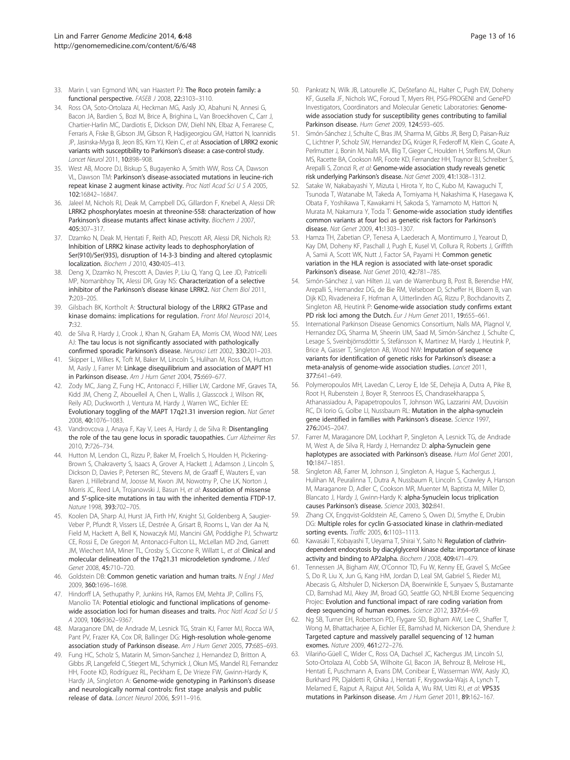33. Marin I, van Egmond WN, van Haastert PJ: **The Roco protein family: a functional perspective.** *FASEB J* 2008, **22:**3103–3110.
34. Ross OA, Soto-Ortolaza AI, Heckman MG, Aasly JO, Abahuni N, Annesi G, Bacon JA, Bardien S, Bozi M, Brice A, Brighina L, Van Broeckhoven C, Carr J, Chartier-Harlin MC, Dardiotis E, Dickson DW, Diehl NN, Elbaz A, Ferrarese C, Ferraris A, Fiske B, Gibson JM, Gibson R, Hadjigeorgiou GM, Hattori N, Ioannidis JP, Jasinska-Myga B, Jeon BS, Kim YJ, Klein C, *et al*: **Association of LRRK2 exonic variants with susceptibility to Parkinson's disease: a case-control study.** *Lancet Neurol* 2011, **10:**898–908.
35. West AB, Moore DJ, Biskup S, Bugayenko A, Smith WW, Ross CA, Dawson VL, Dawson TM: **Parkinson's disease-associated mutations in leucine-rich repeat kinase 2 augment kinase activity.** *Proc Natl Acad Sci U S A* 2005, **102:**16842–16847.
36. Jaleel M, Nichols RJ, Deak M, Campbell DG, Gillardon F, Knebel A, Alessi DR: **LRRK2 phosphorylates moesin at threonine-558: characterization of how Parkinson's disease mutants affect kinase activity.** *Biochem J* 2007, **405:**307–317.
37. Dzamko N, Deak M, Hentati F, Reith AD, Prescott AR, Alessi DR, Nichols RJ: **Inhibition of LRRK2 kinase activity leads to dephosphorylation of Ser(910)/Ser(935), disruption of 14-3-3 binding and altered cytoplasmic localization.** *Biochem J* 2010, **430:**405–413.
38. Deng X, Dzamko N, Prescott A, Davies P, Liu Q, Yang Q, Lee JD, Patricelli MP, Nomanbhoy TK, Alessi DR, Gray NS: **Characterization of a selective inhibitor of the Parkinson's disease kinase LRRK2.** *Nat Chem Biol* 2011, **7:**203–205.
39. Gilsbach BK, Kortholt A: **Structural biology of the LRRK2 GTPase and kinase domains: implications for regulation.** *Front Mol Neurosci* 2014, **7:**32.
40. de Silva R, Hardy J, Crook J, Khan N, Graham EA, Morris CM, Wood NW, Lees AJ: **The tau locus is not significantly associated with pathologically confirmed sporadic Parkinson's disease.** *Neurosci Lett* 2002, **330:**201–203.
41. Skipper L, Wilkes K, Toft M, Baker M, Lincoln S, Hulihan M, Ross OA, Hutton M, Aasly J, Farrer M: **Linkage disequilibrium and association of MAPT H1 in Parkinson disease.** *Am J Hum Genet* 2004, **75:**669–677.
42. Zody MC, Jiang Z, Fung HC, Antonacci F, Hillier LW, Cardone MF, Graves TA, Kidd JM, Cheng Z, Abouelleil A, Chen L, Wallis J, Glasscock J, Wilson RK, Reily AD, Duckworth J, Ventura M, Hardy J, Warren WC, Eichler EE: **Evolutionary toggling of the MAPT 17q21.31 inversion region.** *Nat Genet* 2008, **40:**1076–1083.
43. Vandrovcova J, Anaya F, Kay V, Lees A, Hardy J, de Silva R: **Disentangling the role of the tau gene locus in sporadic tauopathies.** *Curr Alzheimer Res* 2010, **7:**726–734.
44. Hutton M, Lendon CL, Rizzu P, Baker M, Froelich S, Houlden H, Pickering-Brown S, Chakraverty S, Isaacs A, Grover A, Hackett J, Adamson J, Lincoln S, Dickson D, Davies P, Petersen RC, Stevens M, de Graaff E, Wauters E, van Baren J, Hillebrand M, Joosse M, Kwon JM, Nowotny P, Che LK, Norton J, Morris JC, Reed LA, Trojanowski J, Basun H, *et al*: **Association of missense and 5'-splice-site mutations in tau with the inherited dementia FTDP-17.** *Nature* 1998, **393:**702–705.
45. Koolen DA, Sharp AJ, Hurst JA, Firth HV, Knight SJ, Goldenberg A, Saugier-Veber P, Pfundt R, Vissers LE, Destrée A, Grisart B, Rooms L, Van der Aa N, Field M, Hackett A, Bell K, Nowaczyk MJ, Mancini GM, Poddighe PJ, Schwartz CE, Rossi E, De Gregori M, Antonacci-Fulton LL, McLellan MD 2nd, Garrett JM, Wiechert MA, Miner TL, Crosby S, Ciccone R, Willatt L, *et al*: **Clinical and molecular delineation of the 17q21.31 microdeletion syndrome.** *J Med Genet* 2008, **45:**710–720.
46. Goldstein DB: **Common genetic variation and human traits.** *N Engl J Med* 2009, **360:**1696–1698.
47. Hindorff LA, Sethupathy P, Junkins HA, Ramos EM, Mehta JP, Collins FS, Manolio TA: **Potential etiologic and functional implications of genome-wide association loci for human diseases and traits.** *Proc Natl Acad Sci U S A* 2009, **106:**9362–9367.
48. Maraganore DM, de Andrade M, Lesnick TG, Strain KJ, Farrer MJ, Rocca WA, Pant PV, Frazer KA, Cox DR, Ballinger DG: **High-resolution whole-genome association study of Parkinson disease.** *Am J Hum Genet* 2005, **77:**685–693.
49. Fung HC, Scholz S, Matarin M, Simon-Sanchez J, Hernandez D, Britton A, Gibbs JR, Langefeld C, Stiegert ML, Schymick J, Okun MS, Mandel RJ, Fernandez HH, Foote KD, Rodríguez RL, Peckham E, De Vrieze FW, Gwinn-Hardy K, Hardy JA, Singleton A: **Genome-wide genotyping in Parkinson's disease and neurologically normal controls: first stage analysis and public release of data.** *Lancet Neurol* 2006, **5:**911–916.
50. Pankratz N, Wilk JB, Latourelle JC, DeStefano AL, Halter C, Pugh EW, Doheny KF, Gusella JF, Nichols WC, Foroud T, Myers RH, PSG-PROGENI and GenePD Investigators, Coordinators and Molecular Genetic Laboratories: **Genome-wide association study for susceptibility genes contributing to familial Parkinson disease.** *Hum Genet* 2009, **124:**593–605.
51. Simón-Sánchez J, Schulte C, Bras JM, Sharma M, Gibbs JR, Berg D, Paisan-Ruiz C, Lichtner P, Scholz SW, Hernandez DG, Krüger R, Federoff M, Klein C, Goate A, Perlmutter J, Bonin M, Nalls MA, Illig T, Gieger C, Houlden H, Steffens M, Okun MS, Racette BA, Cookson MR, Foote KD, Fernandez HH, Traynor BJ, Schreiber S, Arepalli S, Zonozi R, *et al*: **Genome-wide association study reveals genetic risk underlying Parkinson's disease.** *Nat Genet* 2009, **41:**1308–1312.
52. Satake W, Nakabayashi Y, Mizuta I, Hirota Y, Ito C, Kubo M, Kawaguchi T, Tsunoda T, Watanabe M, Takeda A, Tomiyama H, Nakashima K, Hasegawa K, Obata F, Yoshikawa T, Kawakami H, Sakoda S, Yamamoto M, Hattori N, Murata M, Nakamura Y, Toda T: **Genome-wide association study identifies common variants at four loci as genetic risk factors for Parkinson's disease.** *Nat Genet* 2009, **41:**1303–1307.
53. Hamza TH, Zabetian CP, Tenesa A, Laederach A, Montimurro J, Yearout D, Kay DM, Doheny KF, Paschall J, Pugh E, Kusel VI, Collura R, Roberts J, Griffith A, Samii A, Scott WK, Nutt J, Factor SA, Payami H: **Common genetic variation in the HLA region is associated with late-onset sporadic Parkinson's disease.** *Nat Genet* 2010, **42:**781–785.
54. Simón-Sánchez J, van Hilten JJ, van de Warrenburg B, Post B, Berendse HW, Arepalli S, Hernandez DG, de Bie RM, Velseboer D, Scheffer H, Bloem B, van Dijk KD, Rivadeneira F, Hofman A, Uitterlinden AG, Rizzu P, Bochdanovits Z, Singleton AB, Heutink P: **Genome-wide association study confirms extant PD risk loci among the Dutch.** *Eur J Hum Genet* 2011, **19:**655–661.
55. International Parkinson Disease Genomics Consortium, Nalls MA, Plagnol V, Hernandez DG, Sharma M, Sheerin UM, Saad M, Simón-Sánchez J, Schulte C, Lesage S, Sveinbjörnsdóttir S, Stefánsson K, Martinez M, Hardy J, Heutink P, Brice A, Gasser T, Singleton AB, Wood NW: **Imputation of sequence variants for identification of genetic risks for Parkinson's disease: a meta-analysis of genome-wide association studies.** *Lancet* 2011, **377:**641–649.
56. Polymeropoulos MH, Lavedan C, Leroy E, Ide SE, Dehejia A, Dutra A, Pike B, Root H, Rubenstein J, Boyer R, Stenroos ES, Chandrasekharappa S, Athanassiadou A, Papapetropoulos T, Johnson WG, Lazzarini AM, Duvoisin RC, Di Iorio G, Golbe LI, Nussbaum RL: **Mutation in the alpha-synuclein gene identified in families with Parkinson's disease.** *Science* 1997, **276:**2045–2047.
57. Farrer M, Maraganore DM, Lockhart P, Singleton A, Lesnick TG, de Andrade M, West A, de Silva R, Hardy J, Hernandez D: **alpha-Synuclein gene haplotypes are associated with Parkinson's disease.** *Hum Mol Genet* 2001, **10:**1847–1851.
58. Singleton AB, Farrer M, Johnson J, Singleton A, Hague S, Kachergus J, Hulihan M, Peuralinna T, Dutra A, Nussbaum R, Lincoln S, Crawley A, Hanson M, Maraganore D, Adler C, Cookson MR, Muenter M, Baptista M, Miller D, Blancato J, Hardy J, Gwinn-Hardy K: **alpha-Synuclein locus triplication causes Parkinson's disease.** *Science* 2003, **302:**841.
59. Zhang CX, Engqvist-Goldstein AE, Carreno S, Owen DJ, Smythe E, Drubin DG: **Multiple roles for cyclin G-associated kinase in clathrin-mediated sorting events.** *Traffic* 2005, **6:**1103–1113.
60. Kawasaki T, Kobayashi T, Ueyama T, Shirai Y, Saito N: **Regulation of clathrin-dependent endocytosis by diacylglycerol kinase delta: importance of kinase activity and binding to AP2alpha.** *Biochem J* 2008, **409:**471–479.
61. Tennessen JA, Bigham AW, O'Connor TD, Fu W, Kenny EE, Gravel S, McGee S, Do R, Liu X, Jun G, Kang HM, Jordan D, Leal SM, Gabriel S, Rieder MJ, Abecasis G, Altshuler D, Nickerson DA, Boerwinkle E, Sunyaev S, Bustamante CD, Bamshad MJ, Akey JM, Broad GO, Seattle GO, NHLBI Exome Sequencing Projec: **Evolution and functional impact of rare coding variation from deep sequencing of human exomes.** *Science* 2012, **337:**64–69.
62. Ng SB, Turner EH, Robertson PD, Flygare SD, Bigham AW, Lee C, Shaffer T, Wong M, Bhattacharjee A, Eichler EE, Bamshad M, Nickerson DA, Shendure J: **Targeted capture and massively parallel sequencing of 12 human exomes.** *Nature* 2009, **461:**272–276.
63. Vilariño-Güell C, Wider C, Ross OA, Dachsel JC, Kachergus JM, Lincoln SJ, Soto-Ortolaza AI, Cobb SA, Wilhoite GJ, Bacon JA, Behrouz B, Melrose HL, Hentati E, Puschmann A, Evans DM, Conibear E, Wasserman WW, Aasly JO, Burkhard PR, Djaldetti R, Ghika J, Hentati F, Krygowska-Wajs A, Lynch T, Melamed E, Rajput A, Rajput AH, Solida A, Wu RM, Uitti RJ, *et al*: **VPS35 mutations in Parkinson disease.** *Am J Hum Genet* 2011, **89:**162–167.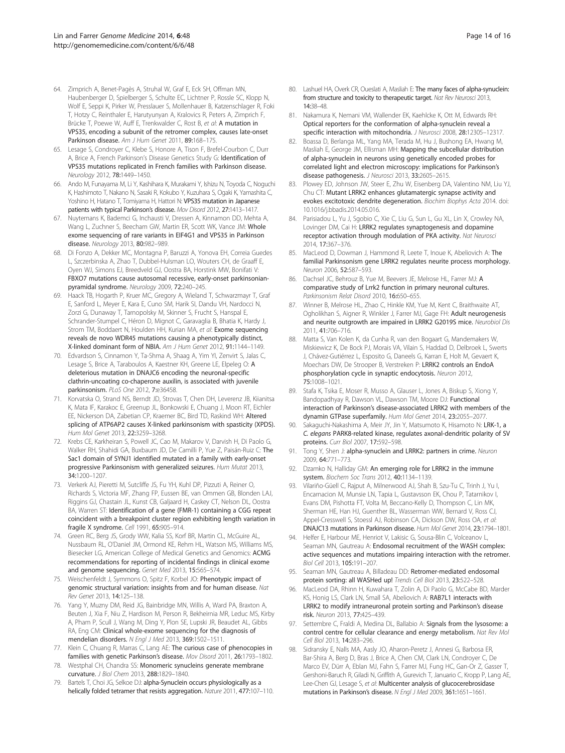64. Zimprich A, Benet-Pagès A, Struhal W, Graf E, Eck SH, Offman MN, Haubenberger D, Spielberger S, Schulte EC, Lichtner P, Rossle SC, Klopp N, Wolf E, Seppi K, Pirker W, Presslauer S, Mollenhauer B, Katzenschlager R, Foki T, Hotzy C, Reinthaler E, Harutyunyan A, Kralovics R, Peters A, Zimprich F, Brücke T, Poewe W, Auff E, Trenkwalder C, Rost B, *et al*: **A mutation in VPS35, encoding a subunit of the retromer complex, causes late-onset Parkinson disease.** *Am J Hum Genet* 2011, **89:**168–175.
65. Lesage S, Condroyer C, Klebe S, Honore A, Tison F, Brefel-Courbon C, Durr A, Brice A, French Parkinson's Disease Genetics Study G: **Identification of VPS35 mutations replicated in French families with Parkinson disease.** *Neurology* 2012, **78:**1449–1450.
66. Ando M, Funayama M, Li Y, Kashihara K, Murakami Y, Ishizu N, Toyoda C, Noguchi K, Hashimoto T, Nakano N, Sasaki R, Kokubo Y, Kuzuhara S, Ogaki K, Yamashita C, Yoshino H, Hatano T, Tomiyama H, Hattori N: **VPS35 mutation in Japanese patients with typical Parkinson's disease.** *Mov Disord* 2012, **27:**1413–1417.
67. Nuytemans K, Bademci G, Inchausti V, Dressen A, Kinnamon DD, Mehta A, Wang L, Zuchner S, Beecham GW, Martin ER, Scott WK, Vance JM: **Whole exome sequencing of rare variants in EIF4G1 and VPS35 in Parkinson disease.** *Neurology* 2013, **80:**982–989.
68. Di Fonzo A, Dekker MC, Montagna P, Baruzzi A, Yonova EH, Correia Guedes L, Szczerbinska A, Zhao T, Dubbel-Hulsman LO, Wouters CH, de Graaff E, Oyen WJ, Simons EJ, Breedveld GJ, Oostra BA, Horstink MW, Bonifati V: **FBXO7 mutations cause autosomal recessive, early-onset parkinsonian-pyramidal syndrome.** *Neurology* 2009, **72:**240–245.
69. Haack TB, Hogarth P, Kruer MC, Gregory A, Wieland T, Schwarzmayr T, Graf E, Sanford L, Meyer E, Kara E, Cuno SM, Harik SI, Dandu VH, Nardocci N, Zorzi G, Dunaway T, Tarnopolsky M, Skinner S, Frucht S, Hanspal E, Schrander-Stumpel C, Héron D, Mignot C, Garavaglia B, Bhatia K, Hardy J, Strom TM, Boddaert N, Houlden HH, Kurian MA, *et al*: **Exome sequencing reveals de novo WDR45 mutations causing a phenotypically distinct, X-linked dominant form of NBIA.** *Am J Hum Genet* 2012, **91:**1144–1149.
70. Edvardson S, Cinnamon Y, Ta-Shma A, Shaag A, Yim YI, Zenvirt S, Jalas C, Lesage S, Brice A, Taraboulos A, Kaestner KH, Greene LE, Elpeleg O: **A deleterious mutation in DNAJC6 encoding the neuronal-specific clathrin-uncoating co-chaperone auxilin, is associated with juvenile parkinsonism.** *PLoS One* 2012, **7:**e36458.
71. Korvatska O, Strand NS, Berndt JD, Strovas T, Chen DH, Leverenz JB, Kiianitsa K, Mata IF, Karakoc E, Greenup JL, Bonkowski E, Chuang J, Moon RT, Eichler EE, Nickerson DA, Zabetian CP, Kraemer BC, Bird TD, Raskind WH: **Altered splicing of ATP6AP2 causes X-linked parkinsonism with spasticity (XPDS).** *Hum Mol Genet* 2013, **22:**3259–3268.
72. Krebs CE, Karkheiran S, Powell JC, Cao M, Makarov V, Darvish H, Di Paolo G, Walker RH, Shahidi GA, Buxbaum JD, De Camilli P, Yue Z, Paisán-Ruiz C: **The Sac1 domain of SYNJ1 identified mutated in a family with early-onset progressive Parkinsonism with generalized seizures.** *Hum Mutat* 2013, **34:**1200–1207.
73. Verkerk AJ, Pieretti M, Sutcliffe JS, Fu YH, Kuhl DP, Pizzuti A, Reiner O, Richards S, Victoria MF, Zhang FP, Eussen BE, van Ommen GB, Blonden LAJ, Riggins GJ, Chastain JL, Kunst CB, Galjaard H, Caskey CT, Nelson DL, Oostra BA, Warren ST: **Identification of a gene (FMR-1) containing a CGG repeat coincident with a breakpoint cluster region exhibiting length variation in fragile X syndrome.** *Cell* 1991, **65:**905–914.
74. Green RC, Berg JS, Grody WW, Kalia SS, Korf BR, Martin CL, McGuire AL, Nussbaum RL, O'Daniel JM, Ormond KE, Rehm HL, Watson MS, Williams MS, Biesecker LG, American College of Medical Genetics and Genomics: **ACMG recommendations for reporting of incidental findings in clinical exome and genome sequencing.** *Genet Med* 2013, **15:**565–574.
75. Weischenfeldt J, Symmons O, Spitz F, Korbel JO: **Phenotypic impact of genomic structural variation: insights from and for human disease.** *Nat Rev Genet* 2013, **14:**125–138.
76. Yang Y, Muzny DM, Reid JG, Bainbridge MN, Willis A, Ward PA, Braxton A, Beuten J, Xia F, Niu Z, Hardison M, Person R, Bekheirnia MR, Leduc MS, Kirby A, Pham P, Scull J, Wang M, Ding Y, Plon SE, Lupski JR, Beaudet AL, Gibbs RA, Eng CM: **Clinical whole-exome sequencing for the diagnosis of mendelian disorders.** *N Engl J Med* 2013, **369:**1502–1511.
77. Klein C, Chuang R, Marras C, Lang AE: **The curious case of phenocopies in families with genetic Parkinson's disease.** *Mov Disord* 2011, **26:**1793–1802.
78. Westphal CH, Chandra SS: **Monomeric synucleins generate membrane curvature.** *J Biol Chem* 2013, **288:**1829–1840.
79. Bartels T, Choi JG, Selkoe DJ: **alpha-Synuclein occurs physiologically as a helically folded tetramer that resists aggregation.** *Nature* 2011, **477:**107–110.
80. Lashuel HA, Overk CR, Oueslati A, Masliah E: **The many faces of alpha-synuclein: from structure and toxicity to therapeutic target.** *Nat Rev Neurosci* 2013, **14:**38–48.
81. Nakamura K, Nemani VM, Wallender EK, Kaehlcke K, Ott M, Edwards RH: **Optical reporters for the conformation of alpha-synuclein reveal a specific interaction with mitochondria.** *J Neurosci* 2008, **28:**12305–12317.
82. Boassa D, Berlanga ML, Yang MA, Terada M, Hu J, Bushong EA, Hwang M, Masliah E, George JM, Ellisman MH: **Mapping the subcellular distribution of alpha-synuclein in neurons using genetically encoded probes for correlated light and electron microscopy: implications for Parkinson's disease pathogenesis.** *J Neurosci* 2013, **33:**2605–2615.
83. Plowey ED, Johnson JW, Steer E, Zhu W, Eisenberg DA, Valentino NM, Liu YJ, Chu CT: **Mutant LRRK2 enhances glutamatergic synapse activity and evokes excitotoxic dendrite degeneration.** *Biochim Biophys Acta* 2014. doi: 10.1016/j.bbadis.2014.05.016.
84. Parisiadou L, Yu J, Sgobio C, Xie C, Liu G, Sun L, Gu XL, Lin X, Crowley NA, Lovinger DM, Cai H: **LRRK2 regulates synaptogenesis and dopamine receptor activation through modulation of PKA activity.** *Nat Neurosci* 2014, **17:**367–376.
85. MacLeod D, Dowman J, Hammond R, Leete T, Inoue K, Abeliovich A: **The familial Parkinsonism gene LRRK2 regulates neurite process morphology.** *Neuron* 2006, **52:**587–593.
86. Dachsel JC, Behrouz B, Yue M, Beevers JE, Melrose HL, Farrer MJ: **A comparative study of Lrrk2 function in primary neuronal cultures.** *Parkinsonism Relat Disord* 2010, **16:**650–655.
87. Winner B, Melrose HL, Zhao C, Hinkle KM, Yue M, Kent C, Braithwaite AT, Ogholikhan S, Aigner R, Winkler J, Farrer MJ, Gage FH: **Adult neurogenesis and neurite outgrowth are impaired in LRRK2 G2019S mice.** *Neurobiol Dis* 2011, **41:**706–716.
88. Matta S, Van Kolen K, da Cunha R, van den Bogaart G, Mandemakers W, Miskiewicz K, De Bock PJ, Morais VA, Vilain S, Haddad D, Delbroek L, Swerts J, Chávez-Gutiérrez L, Esposito G, Daneels G, Karran E, Holt M, Gevaert K, Moechars DW, De Strooper B, Verstreken P: **LRRK2 controls an EndoA phosphorylation cycle in synaptic endocytosis.** *Neuron* 2012, **75:**1008–1021.
89. Stafa K, Tsika E, Moser R, Musso A, Glauser L, Jones A, Biskup S, Xiong Y, Bandopadhyay R, Dawson VL, Dawson TM, Moore DJ: **Functional interaction of Parkinson's disease-associated LRRK2 with members of the dynamin GTPase superfamily.** *Hum Mol Genet* 2014, **23:**2055–2077.
90. Sakaguchi-Nakashima A, Meir JY, Jin Y, Matsumoto K, Hisamoto N: **LRK-1, a *C. elegans* PARK8-related kinase, regulates axonal-dendritic polarity of SV proteins.** *Curr Biol* 2007, **17:**592–598.
91. Tong Y, Shen J: **alpha-synuclein and LRRK2: partners in crime.** *Neuron* 2009, **64:**771–773.
92. Dzamko N, Halliday GM: **An emerging role for LRRK2 in the immune system.** *Biochem Soc Trans* 2012, **40:**1134–1139.
93. Vilariño-Güell C, Rajput A, Milnerwood AJ, Shah B, Szu-Tu C, Trinh J, Yu I, Encarnacion M, Munsie LN, Tapia L, Gustavsson EK, Chou P, Tatarnikov I, Evans DM, Pishotta FT, Volta M, Beccano-Kelly D, Thompson C, Lin MK, Sherman HE, Han HJ, Guenther BL, Wasserman WW, Bernard V, Ross CJ, Appel-Cresswell S, Stoessl AJ, Robinson CA, Dickson DW, Ross OA, *et al*: **DNAJC13 mutations in Parkinson disease.** *Hum Mol Genet* 2014, **23:**1794–1801.
94. Helfer E, Harbour ME, Henriot V, Lakisic G, Sousa-Blin C, Volceanov L, Seaman MN, Gautreau A: **Endosomal recruitment of the WASH complex: active sequences and mutations impairing interaction with the retromer.** *Biol Cell* 2013, **105:**191–207.
95. Seaman MN, Gautreau A, Billadeau DD: **Retromer-mediated endosomal protein sorting: all WASHed up!** *Trends Cell Biol* 2013, **23:**522–528.
96. MacLeod DA, Rhinn H, Kuwahara T, Zolin A, Di Paolo G, McCabe BD, Marder KS, Honig LS, Clark LN, Small SA, Abeliovich A: **RAB7L1 interacts with LRRK2 to modify intraneuronal protein sorting and Parkinson's disease risk.** *Neuron* 2013, **77:**425–439.
97. Settembre C, Fraldi A, Medina DL, Ballabio A: **Signals from the lysosome: a control centre for cellular clearance and energy metabolism.** *Nat Rev Mol Cell Biol* 2013, **14:**283–296.
98. Sidransky E, Nalls MA, Aasly JO, Aharon-Peretz J, Annesi G, Barbosa ER, Bar-Shira A, Berg D, Bras J, Brice A, Chen CM, Clark LN, Condroyer C, De Marco EV, Dürr A, Eblan MJ, Fahn S, Farrer MJ, Fung HC, Gan-Or Z, Gasser T, Gershoni-Baruch R, Giladi N, Griffith A, Gurevich T, Januario C, Kropp P, Lang AE, Lee-Chen GJ, Lesage S, *et al*: **Multicenter analysis of glucocerebrosidase mutations in Parkinson's disease.** *N Engl J Med* 2009, **361:**1651–1661.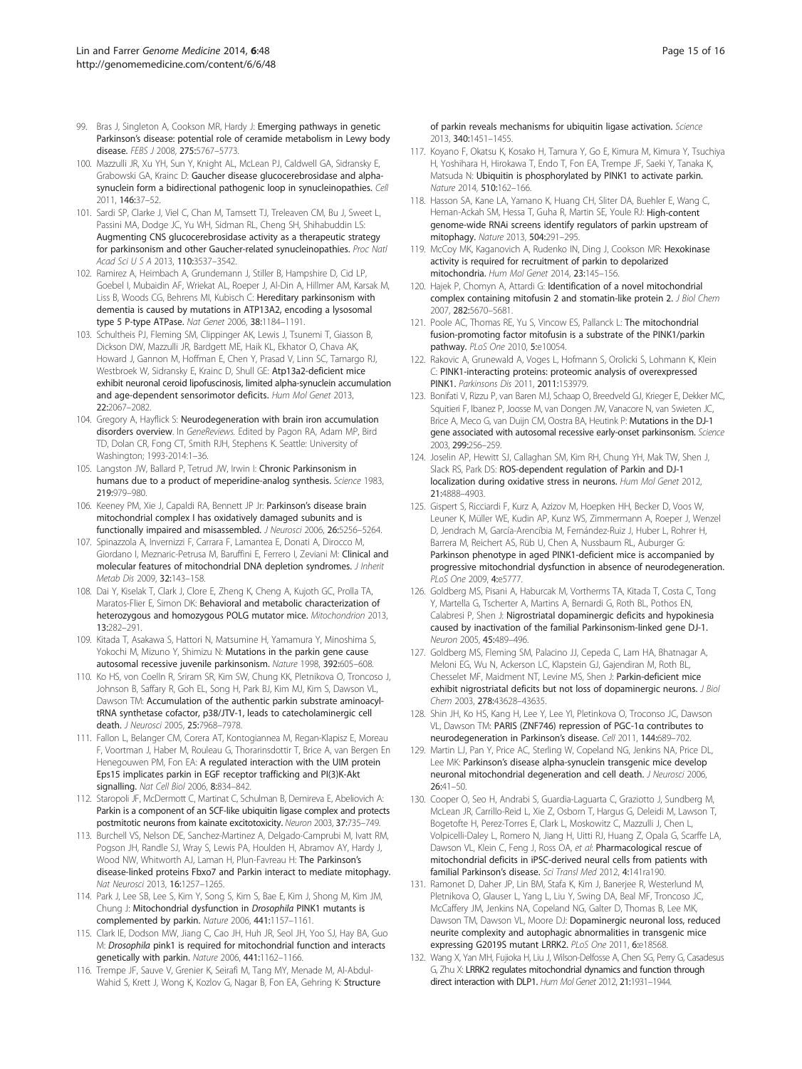99. Bras J, Singleton A, Cookson MR, Hardy J: Emerging pathways in genetic Parkinson's disease: potential role of ceramide metabolism in Lewy body disease. *FEBS J* 2008, 275:5767–5773.
100. Mazzulli JR, Xu YH, Sun Y, Knight AL, McLean PJ, Caldwell GA, Sidransky E, Grabowski GA, Krainc D: Gaucher disease glucocerebrosidase and alpha-synuclein form a bidirectional pathogenic loop in synucleinopathies. *Cell* 2011, 146:37–52.
101. Sardi SP, Clarke J, Viel C, Chan M, Tamsett TJ, Treleaven CM, Bu J, Sweet L, Passini MA, Dodge JC, Yu WH, Sidman RL, Cheng SH, Shihabuddin LS: Augmenting CNS glucocerebrosidase activity as a therapeutic strategy for parkinsonism and other Gaucher-related synucleinopathies. *Proc Natl Acad Sci U S A* 2013, 110:3537–3542.
102. Ramirez A, Heimbach A, Grundemann J, Stiller B, Hampshire D, Cid LP, Goebel I, Mubaidin AF, Wriekat AL, Roeper J, Al-Din A, Hillmer AM, Karsak M, Liss B, Woods CG, Behrens MI, Kubisch C: Hereditary parkinsonism with dementia is caused by mutations in ATP13A2, encoding a lysosomal type 5 P-type ATPase. *Nat Genet* 2006, 38:1184–1191.
103. Schultheis PJ, Fleming SM, Clippinger AK, Lewis J, Tsunemi T, Giasson B, Dickson DW, Mazzulli JR, Bardgett ME, Haik KL, Ekhator O, Chava AK, Howard J, Gannon M, Hoffman E, Chen Y, Prasad V, Linn SC, Tamargo RJ, Westbroek W, Sidransky E, Krainc D, Shull GE: Atp13a2-deficient mice exhibit neuronal ceroid lipofuscinosis, limited alpha-synuclein accumulation and age-dependent sensorimotor deficits. *Hum Mol Genet* 2013, 22:2067–2082.
104. Gregory A, Hayflick S: Neurodegeneration with brain iron accumulation disorders overview. In *GeneReviews*. Edited by Pagon RA, Adam MP, Bird TD, Dolan CR, Fong CT, Smith RJH, Stephens K. Seattle: University of Washington; 1993-2014:1–36.
105. Langston JW, Ballard P, Tetrud JW, Irwin I: Chronic Parkinsonism in humans due to a product of meperidine-analog synthesis. *Science* 1983, 219:979–980.
106. Keeney PM, Xie J, Capaldi RA, Bennett JP Jr: Parkinson's disease brain mitochondrial complex I has oxidatively damaged subunits and is functionally impaired and misassembled. *J Neurosci* 2006, 26:5256–5264.
107. Spinazzola A, Invernizzi F, Carrara F, Lamantea E, Donati A, Dirocco M, Giordano I, Meznaric-Petrusa M, Baruffini E, Ferrero I, Zeviani M: Clinical and molecular features of mitochondrial DNA depletion syndromes. *J Inherit Metab Dis* 2009, 32:143–158.
108. Dai Y, Kiselak T, Clark J, Clore E, Zheng K, Cheng A, Kujoth GC, Prolla TA, Maratos-Flier E, Simon DK: Behavioral and metabolic characterization of heterozygous and homozygous POLG mutator mice. *Mitochondrion* 2013, 13:282–291.
109. Kitada T, Asakawa S, Hattori N, Matsumine H, Yamamura Y, Minoshima S, Yokochi M, Mizuno Y, Shimizu N: Mutations in the parkin gene cause autosomal recessive juvenile parkinsonism. *Nature* 1998, 392:605–608.
110. Ko HS, von Coelln R, Sriram SR, Kim SW, Chung KK, Pletnikova O, Troncoso J, Johnson B, Saffary R, Goh EL, Song H, Park BJ, Kim MJ, Kim S, Dawson VL, Dawson TM: Accumulation of the authentic parkin substrate aminoacyl-tRNA synthetase cofactor, p38/JTV-1, leads to catecholaminergic cell death. *J Neurosci* 2005, 25:7968–7978.
111. Fallon L, Belanger CM, Corera AT, Kontogiannea M, Regan-Klapisz E, Moreau F, Voortman J, Haber M, Rouleau G, Thorarinsdottir T, Brice A, van Bergen En Henegouwen PM, Fon EA: A regulated interaction with the UIM protein Eps15 implicates parkin in EGF receptor trafficking and PI(3)K-Akt signalling. *Nat Cell Biol* 2006, 8:834–842.
112. Staropoli JF, McDermott C, Martinat C, Schulman B, Demireva E, Abeliovich A: Parkin is a component of an SCF-like ubiquitin ligase complex and protects postmitotic neurons from kainate excitotoxicity. *Neuron* 2003, 37:735–749.
113. Burchell VS, Nelson DE, Sanchez-Martinez A, Delgado-Camprubi M, Ivatt RM, Pogson JH, Randle SJ, Wray S, Lewis PA, Houlden H, Abramov AY, Hardy J, Wood NW, Whitworth AJ, Laman H, Plun-Favreau H: The Parkinson's disease-linked proteins Fbxo7 and Parkin interact to mediate mitophagy. *Nat Neurosci* 2013, 16:1257–1265.
114. Park J, Lee SB, Lee S, Kim Y, Song S, Kim S, Bae E, Kim J, Shong M, Kim JM, Chung J: Mitochondrial dysfunction in *Drosophila* PINK1 mutants is complemented by parkin. *Nature* 2006, 441:1157–1161.
115. Clark IE, Dodson MW, Jiang C, Cao JH, Huh JR, Seol JH, Yoo SJ, Hay BA, Guo M: *Drosophila* pink1 is required for mitochondrial function and interacts genetically with parkin. *Nature* 2006, 441:1162–1166.
116. Trempe JF, Sauve V, Grenier K, Seirafi M, Tang MY, Menade M, Al-Abdul-Wahid S, Krett J, Wong K, Kozlov G, Nagar B, Fon EA, Gehring K: Structure of parkin reveals mechanisms for ubiquitin ligase activation. *Science* 2013, 340:1451–1455.
117. Koyano F, Okatsu K, Kosako H, Tamura Y, Go E, Kimura M, Kimura Y, Tsuchiya H, Yoshihara H, Hirokawa T, Endo T, Fon EA, Trempe JF, Saeki Y, Tanaka K, Matsuda N: Ubiquitin is phosphorylated by PINK1 to activate parkin. *Nature* 2014, 510:162–166.
118. Hasson SA, Kane LA, Yamano K, Huang CH, Sliter DA, Buehler E, Wang C, Heman-Ackah SM, Hessa T, Guha R, Martin SE, Youle RJ: High-content genome-wide RNAi screens identify regulators of parkin upstream of mitophagy. *Nature* 2013, 504:291–295.
119. McCoy MK, Kaganovich A, Rudenko IN, Ding J, Cookson MR: Hexokinase activity is required for recruitment of parkin to depolarized mitochondria. *Hum Mol Genet* 2014, 23:145–156.
120. Hajek P, Chomyn A, Attardi G: Identification of a novel mitochondrial complex containing mitofusin 2 and stomatin-like protein 2. *J Biol Chem* 2007, 282:5670–5681.
121. Poole AC, Thomas RE, Yu S, Vincow ES, Pallanck L: The mitochondrial fusion-promoting factor mitofusin is a substrate of the PINK1/parkin pathway. *PLoS One* 2010, 5:e10054.
122. Rakovic A, Grunewald A, Voges L, Hofmann S, Orolicki S, Lohmann K, Klein C: PINK1-interacting proteins: proteomic analysis of overexpressed PINK1. *Parkinsons Dis* 2011, 2011:153979.
123. Bonifati V, Rizzu P, van Baren MJ, Schaap O, Breedveld GJ, Krieger E, Dekker MC, Squitieri F, Ibanez P, Joosse M, van Dongen JW, Vanacore N, van Swieten JC, Brice A, Meco G, van Duijn CM, Oostra BA, Heutink P: Mutations in the DJ-1 gene associated with autosomal recessive early-onset parkinsonism. *Science* 2003, 299:256–259.
124. Joselin AP, Hewitt SJ, Callaghan SM, Kim RH, Chung YH, Mak TW, Shen J, Slack RS, Park DS: ROS-dependent regulation of Parkin and DJ-1 localization during oxidative stress in neurons. *Hum Mol Genet* 2012, 21:4888–4903.
125. Gispert S, Ricciardi F, Kurz A, Azizov M, Hoepken HH, Becker D, Voos W, Leuner K, Müller WE, Kudin AP, Kunz WS, Zimmermann A, Roeper J, Wenzel D, Jendrach M, García-Arencíbia M, Fernández-Ruiz J, Huber L, Rohrer H, Barrera M, Reichert AS, Rüb U, Chen A, Nussbaum RL, Auburger G: Parkinson phenotype in aged PINK1-deficient mice is accompanied by progressive mitochondrial dysfunction in absence of neurodegeneration. *PLoS One* 2009, 4:e5777.
126. Goldberg MS, Pisani A, Haburcak M, Vortherms TA, Kitada T, Costa C, Tong Y, Martella G, Tscherter A, Martins A, Bernardi G, Roth BL, Pothos EN, Calabresi P, Shen J: Nigrostriatal dopaminergic deficits and hypokinesia caused by inactivation of the familial Parkinsonism-linked gene DJ-1. *Neuron* 2005, 45:489–496.
127. Goldberg MS, Fleming SM, Palacino JJ, Cepeda C, Lam HA, Bhatnagar A, Meloni EG, Wu N, Ackerson LC, Klapstein GJ, Gajendiran M, Roth BL, Chesselet MF, Maidment NT, Levine MS, Shen J: Parkin-deficient mice exhibit nigrostriatal deficits but not loss of dopaminergic neurons. *J Biol Chem* 2003, 278:43628–43635.
128. Shin JH, Ko HS, Kang H, Lee Y, Lee YI, Pletinkova O, Troconso JC, Dawson VL, Dawson TM: PARIS (ZNF746) repression of PGC-1α contributes to neurodegeneration in Parkinson's disease. *Cell* 2011, 144:689–702.
129. Martin LJ, Pan Y, Price AC, Sterling W, Copeland NG, Jenkins NA, Price DL, Lee MK: Parkinson's disease alpha-synuclein transgenic mice develop neuronal mitochondrial degeneration and cell death. *J Neurosci* 2006, 26:41–50.
130. Cooper O, Seo H, Andrabi S, Guardia-Laguarta C, Graziotto J, Sundberg M, McLean JR, Carrillo-Reid L, Xie Z, Osborn T, Hargus G, Deleidi M, Lawson T, Bogetofte H, Perez-Torres E, Clark L, Moskowitz C, Mazzulli J, Chen L, Volpicelli-Daley L, Romero N, Jiang H, Uitti RJ, Huang Z, Opala G, Scarffe LA, Dawson VL, Klein C, Feng J, Ross OA, *et al*: Pharmacological rescue of mitochondrial deficits in iPSC-derived neural cells from patients with familial Parkinson's disease. *Sci Transl Med* 2012, 4:141ra190.
131. Ramonet D, Daher JP, Lin BM, Stafa K, Kim J, Banerjee R, Westerlund M, Pletnikova O, Glauser L, Yang L, Liu Y, Swing DA, Beal MF, Troncoso JC, McCaffery JM, Jenkins NA, Copeland NG, Galter D, Thomas B, Lee MK, Dawson TM, Dawson VL, Moore DJ: Dopaminergic neuronal loss, reduced neurite complexity and autophagic abnormalities in transgenic mice expressing G2019S mutant LRRK2. *PLoS One* 2011, 6:e18568.
132. Wang X, Yan MH, Fujioka H, Liu J, Wilson-Delfosse A, Chen SG, Perry G, Casadesus G, Zhu X: LRRK2 regulates mitochondrial dynamics and function through direct interaction with DLP1. *Hum Mol Genet* 2012, 21:1931–1944.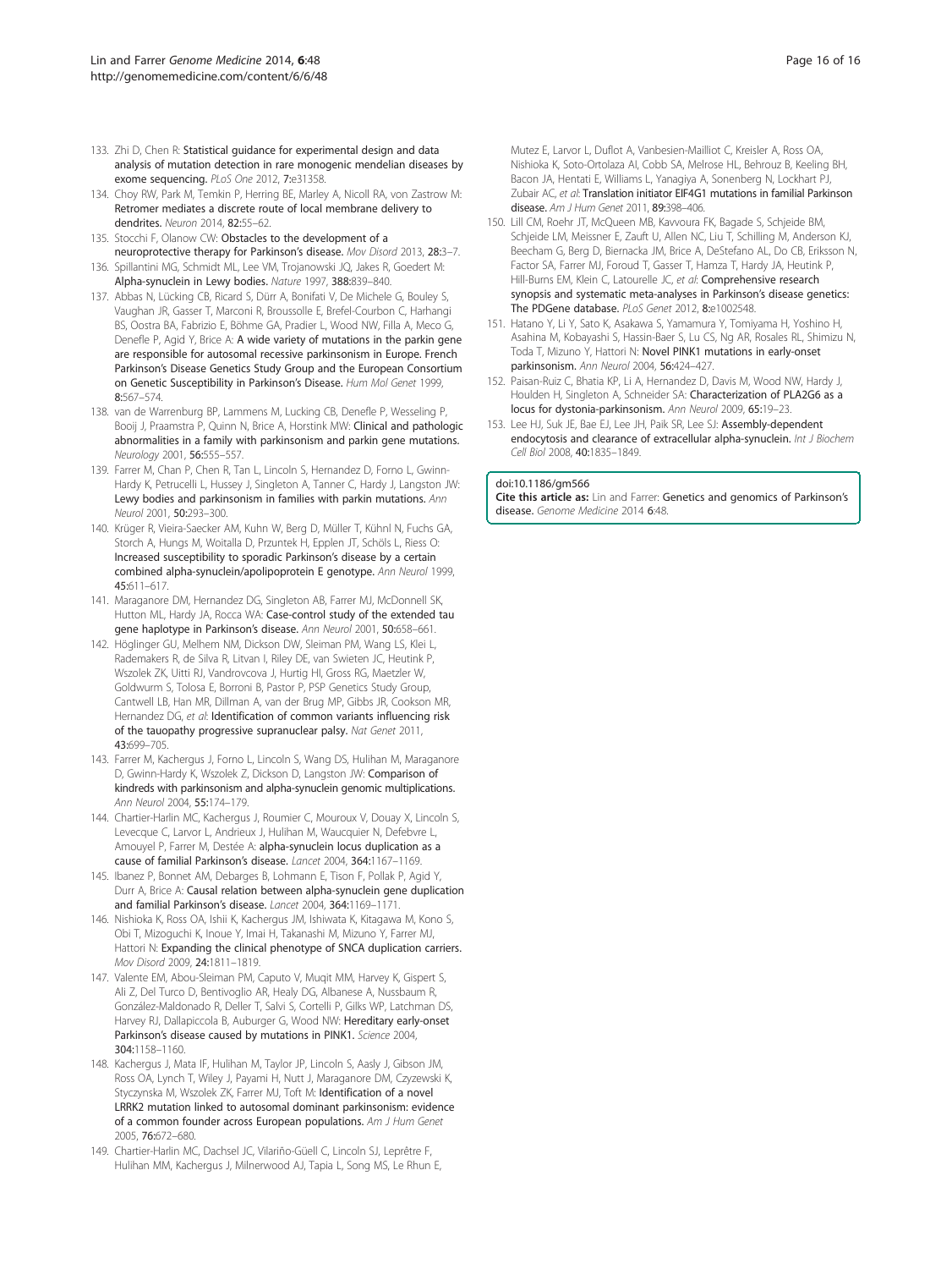133. Zhi D, Chen R: **Statistical guidance for experimental design and data analysis of mutation detection in rare monogenic mendelian diseases by exome sequencing.** *PLoS One* 2012, **7:**e31358.
134. Choy RW, Park M, Temkin P, Herring BE, Marley A, Nicoll RA, von Zastrow M: **Retromer mediates a discrete route of local membrane delivery to dendrites.** *Neuron* 2014, **82:**55–62.
135. Stocchi F, Olanow CW: **Obstacles to the development of a neuroprotective therapy for Parkinson's disease.** *Mov Disord* 2013, **28:**3–7.
136. Spillantini MG, Schmidt ML, Lee VM, Trojanowski JQ, Jakes R, Goedert M: **Alpha-synuclein in Lewy bodies.** *Nature* 1997, **388:**839–840.
137. Abbas N, Lücking CB, Ricard S, Dürr A, Bonifati V, De Michele G, Bouley S, Vaughan JR, Gasser T, Marconi R, Broussolle E, Brefel-Courbon C, Harhangi BS, Oostra BA, Fabrizio E, Böhme GA, Pradier L, Wood NW, Filla A, Meco G, Denefle P, Agid Y, Brice A: **A wide variety of mutations in the parkin gene are responsible for autosomal recessive parkinsonism in Europe. French Parkinson's Disease Genetics Study Group and the European Consortium on Genetic Susceptibility in Parkinson's Disease.** *Hum Mol Genet* 1999, **8:**567–574.
138. van de Warrenburg BP, Lammens M, Lucking CB, Denefle P, Wesseling P, Booij J, Praamstra P, Quinn N, Brice A, Horstink MW: **Clinical and pathologic abnormalities in a family with parkinsonism and parkin gene mutations.** *Neurology* 2001, **56:**555–557.
139. Farrer M, Chan P, Chen R, Tan L, Lincoln S, Hernandez D, Forno L, Gwinn-Hardy K, Petrucelli L, Hussey J, Singleton A, Tanner C, Hardy J, Langston JW: **Lewy bodies and parkinsonism in families with parkin mutations.** *Ann Neurol* 2001, **50:**293–300.
140. Krüger R, Vieira-Saecker AM, Kuhn W, Berg D, Müller T, Kühnl N, Fuchs GA, Storch A, Hungs M, Woitalla D, Przuntek H, Epplen JT, Schöls L, Riess O: **Increased susceptibility to sporadic Parkinson's disease by a certain combined alpha-synuclein/apolipoprotein E genotype.** *Ann Neurol* 1999, **45:**611–617.
141. Maraganore DM, Hernandez DG, Singleton AB, Farrer MJ, McDonnell SK, Hutton ML, Hardy JA, Rocca WA: **Case-control study of the extended tau gene haplotype in Parkinson's disease.** *Ann Neurol* 2001, **50:**658–661.
142. Höglinger GU, Melhem NM, Dickson DW, Sleiman PM, Wang LS, Klei L, Rademakers R, de Silva R, Litvan I, Riley DE, van Swieten JC, Heutink P, Wszolek ZK, Uitti RJ, Vandrovcova J, Hurtig HI, Gross RG, Maetzler W, Goldwurm S, Tolosa E, Borroni B, Pastor P, PSP Genetics Study Group, Cantwell LB, Han MR, Dillman A, van der Brug MP, Gibbs JR, Cookson MR, Hernandez DG, *et al*: **Identification of common variants influencing risk of the tauopathy progressive supranuclear palsy.** *Nat Genet* 2011, **43:**699–705.
143. Farrer M, Kachergus J, Forno L, Lincoln S, Wang DS, Hulihan M, Maraganore D, Gwinn-Hardy K, Wszolek Z, Dickson D, Langston JW: **Comparison of kindreds with parkinsonism and alpha-synuclein genomic multiplications.** *Ann Neurol* 2004, **55:**174–179.
144. Chartier-Harlin MC, Kachergus J, Roumier C, Mouroux V, Douay X, Lincoln S, Levecque C, Larvor L, Andrieux J, Hulihan M, Waucquier N, Defebvre L, Amouyel P, Farrer M, Destée A: **alpha-synuclein locus duplication as a cause of familial Parkinson's disease.** *Lancet* 2004, **364:**1167–1169.
145. Ibanez P, Bonnet AM, Debarges B, Lohmann E, Tison F, Pollak P, Agid Y, Durr A, Brice A: **Causal relation between alpha-synuclein gene duplication and familial Parkinson's disease.** *Lancet* 2004, **364:**1169–1171.
146. Nishioka K, Ross OA, Ishii K, Kachergus JM, Ishiwata K, Kitagawa M, Kono S, Obi T, Mizoguchi K, Inoue Y, Imai H, Takanashi M, Mizuno Y, Farrer MJ, Hattori N: **Expanding the clinical phenotype of SNCA duplication carriers.** *Mov Disord* 2009, **24:**1811–1819.
147. Valente EM, Abou-Sleiman PM, Caputo V, Muqit MM, Harvey K, Gispert S, Ali Z, Del Turco D, Bentivoglio AR, Healy DG, Albanese A, Nussbaum R, González-Maldonado R, Deller T, Salvi S, Cortelli P, Gilks WP, Latchman DS, Harvey RJ, Dallapiccola B, Auburger G, Wood NW: **Hereditary early-onset Parkinson's disease caused by mutations in PINK1.** *Science* 2004, **304:**1158–1160.
148. Kachergus J, Mata IF, Hulihan M, Taylor JP, Lincoln S, Aasly J, Gibson JM, Ross OA, Lynch T, Wiley J, Payami H, Nutt J, Maraganore DM, Czyzewski K, Styczynska M, Wszolek ZK, Farrer MJ, Toft M: **Identification of a novel LRRK2 mutation linked to autosomal dominant parkinsonism: evidence of a common founder across European populations.** *Am J Hum Genet* 2005, **76:**672–680.
149. Chartier-Harlin MC, Dachsel JC, Vilariño-Güell C, Lincoln SJ, Leprêtre F, Hulihan MM, Kachergus J, Milnerwood AJ, Tapia L, Song MS, Le Rhun E, Mutez E, Larvor L, Duflot A, Vanbesien-Mailliot C, Kreisler A, Ross OA, Nishioka K, Soto-Ortolaza AI, Cobb SA, Melrose HL, Behrouz B, Keeling BH, Bacon JA, Hentati E, Williams L, Yanagiya A, Sonenberg N, Lockhart PJ, Zubair AC, *et al*: **Translation initiator EIF4G1 mutations in familial Parkinson disease.** *Am J Hum Genet* 2011, **89:**398–406.
150. Lill CM, Roehr JT, McQueen MB, Kavvoura FK, Bagade S, Schjeide BM, Schjeide LM, Meissner E, Zauft U, Allen NC, Liu T, Schilling M, Anderson KJ, Beecham G, Berg D, Biernacka JM, Brice A, DeStefano AL, Do CB, Eriksson N, Factor SA, Farrer MJ, Foroud T, Gasser T, Hamza T, Hardy JA, Heutink P, Hill-Burns EM, Klein C, Latourelle JC, *et al*: **Comprehensive research synopsis and systematic meta-analyses in Parkinson's disease genetics: The PDGene database.** *PLoS Genet* 2012, **8:**e1002548.
151. Hatano Y, Li Y, Sato K, Asakawa S, Yamamura Y, Tomiyama H, Yoshino H, Asahina M, Kobayashi S, Hassin-Baer S, Lu CS, Ng AR, Rosales RL, Shimizu N, Toda T, Mizuno Y, Hattori N: **Novel PINK1 mutations in early-onset parkinsonism.** *Ann Neurol* 2004, **56:**424–427.
152. Paisan-Ruiz C, Bhatia KP, Li A, Hernandez D, Davis M, Wood NW, Hardy J, Houlden H, Singleton A, Schneider SA: **Characterization of PLA2G6 as a locus for dystonia-parkinsonism.** *Ann Neurol* 2009, **65:**19–23.
153. Lee HJ, Suk JE, Bae EJ, Lee JH, Paik SR, Lee SJ: **Assembly-dependent endocytosis and clearance of extracellular alpha-synuclein.** *Int J Biochem Cell Biol* 2008, **40:**1835–1849.

doi:10.1186/gm566

**Cite this article as:** Lin and Farrer: **Genetics and genomics of Parkinson's disease.** *Genome Medicine* 2014 **6**:48.